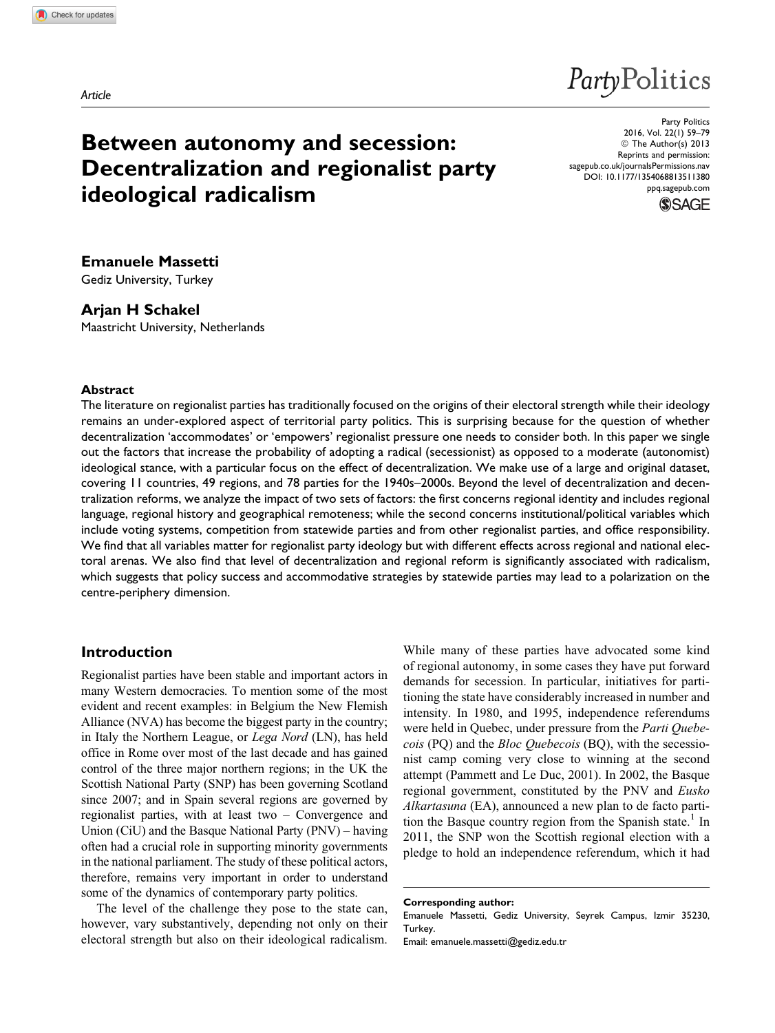Article

# Between autonomy and secession: Decentralization and regionalist party ideological radicalism

**Emanuele Massetti**
Gediz University, Turkey

**Arjan H Schakel**
Maastricht University, Netherlands

## Abstract

The literature on regionalist parties has traditionally focused on the origins of their electoral strength while their ideology remains an under-explored aspect of territorial party politics. This is surprising because for the question of whether decentralization 'accommodates' or 'empowers' regionalist pressure one needs to consider both. In this paper we single out the factors that increase the probability of adopting a radical (secessionist) as opposed to a moderate (autonomist) ideological stance, with a particular focus on the effect of decentralization. We make use of a large and original dataset, covering 11 countries, 49 regions, and 78 parties for the 1940s–2000s. Beyond the level of decentralization and decentralization reforms, we analyze the impact of two sets of factors: the first concerns regional identity and includes regional language, regional history and geographical remoteness; while the second concerns institutional/political variables which include voting systems, competition from statewide parties and from other regionalist parties, and office responsibility. We find that all variables matter for regionalist party ideology but with different effects across regional and national electoral arenas. We also find that level of decentralization and regional reform is significantly associated with radicalism, which suggests that policy success and accommodative strategies by statewide parties may lead to a polarization on the centre-periphery dimension.

## Introduction

Regionalist parties have been stable and important actors in many Western democracies. To mention some of the most evident and recent examples: in Belgium the New Flemish Alliance (NVA) has become the biggest party in the country; in Italy the Northern League, or *Lega Nord* (LN), has held office in Rome over most of the last decade and has gained control of the three major northern regions; in the UK the Scottish National Party (SNP) has been governing Scotland since 2007; and in Spain several regions are governed by regionalist parties, with at least two – Convergence and Union (CiU) and the Basque National Party (PNV) – having often had a crucial role in supporting minority governments in the national parliament. The study of these political actors, therefore, remains very important in order to understand some of the dynamics of contemporary party politics.

The level of the challenge they pose to the state can, however, vary substantively, depending not only on their electoral strength but also on their ideological radicalism. While many of these parties have advocated some kind of regional autonomy, in some cases they have put forward demands for secession. In particular, initiatives for partitioning the state have considerably increased in number and intensity. In 1980, and 1995, independence referendums were held in Quebec, under pressure from the *Parti Quebecois* (PQ) and the *Bloc Quebecois* (BQ), with the secessionist camp coming very close to winning at the second attempt (Pammett and Le Duc, 2001). In 2002, the Basque regional government, constituted by the PNV and *Eusko Alkartasuna* (EA), announced a new plan to de facto partition the Basque country region from the Spanish state.[1] In 2011, the SNP won the Scottish regional election with a pledge to hold an independence referendum, which it had

---

**Corresponding author:**
Emanuele Massetti, Gediz University, Seyrek Campus, Izmir 35230, Turkey.
Email: emanuele.massetti@gediz.edu.tr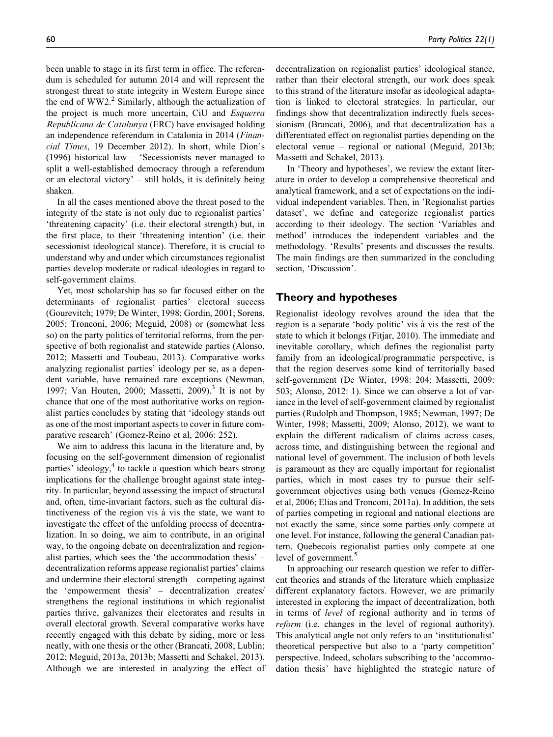been unable to stage in its first term in office. The referendum is scheduled for autumn 2014 and will represent the strongest threat to state integrity in Western Europe since the end of WW2.[2] Similarly, although the actualization of the project is much more uncertain, CiU and *Esquerra Republicana de Catalunya* (ERC) have envisaged holding an independence referendum in Catalonia in 2014 (*Financial Times*, 19 December 2012). In short, while Dion's (1996) historical law – 'Secessionists never managed to split a well-established democracy through a referendum or an electoral victory' – still holds, it is definitely being shaken.

In all the cases mentioned above the threat posed to the integrity of the state is not only due to regionalist parties' 'threatening capacity' (i.e. their electoral strength) but, in the first place, to their 'threatening intention' (i.e. their secessionist ideological stance). Therefore, it is crucial to understand why and under which circumstances regionalist parties develop moderate or radical ideologies in regard to self-government claims.

Yet, most scholarship has so far focused either on the determinants of regionalist parties' electoral success (Gourevitch; 1979; De Winter, 1998; Gordin, 2001; Sorens, 2005; Tronconi, 2006; Meguid, 2008) or (somewhat less so) on the party politics of territorial reforms, from the perspective of both regionalist and statewide parties (Alonso, 2012; Massetti and Toubeau, 2013). Comparative works analyzing regionalist parties' ideology per se, as a dependent variable, have remained rare exceptions (Newman, 1997; Van Houten, 2000; Massetti, 2009).[3] It is not by chance that one of the most authoritative works on regionalist parties concludes by stating that 'ideology stands out as one of the most important aspects to cover in future comparative research' (Gomez-Reino et al, 2006: 252).

We aim to address this lacuna in the literature and, by focusing on the self-government dimension of regionalist parties' ideology,[4] to tackle a question which bears strong implications for the challenge brought against state integrity. In particular, beyond assessing the impact of structural and, often, time-invariant factors, such as the cultural distinctiveness of the region vis à vis the state, we want to investigate the effect of the unfolding process of decentralization. In so doing, we aim to contribute, in an original way, to the ongoing debate on decentralization and regionalist parties, which sees the 'the accommodation thesis' – decentralization reforms appease regionalist parties' claims and undermine their electoral strength – competing against the 'empowerment thesis' – decentralization creates/strengthens the regional institutions in which regionalist parties thrive, galvanizes their electorates and results in overall electoral growth. Several comparative works have recently engaged with this debate by siding, more or less neatly, with one thesis or the other (Brancati, 2008; Lublin; 2012; Meguid, 2013a, 2013b; Massetti and Schakel, 2013). Although we are interested in analyzing the effect of decentralization on regionalist parties' ideological stance, rather than their electoral strength, our work does speak to this strand of the literature insofar as ideological adaptation is linked to electoral strategies. In particular, our findings show that decentralization indirectly fuels secessionism (Brancati, 2006), and that decentralization has a differentiated effect on regionalist parties depending on the electoral venue – regional or national (Meguid, 2013b; Massetti and Schakel, 2013).

In 'Theory and hypotheses', we review the extant literature in order to develop a comprehensive theoretical and analytical framework, and a set of expectations on the individual independent variables. Then, in 'Regionalist parties dataset', we define and categorize regionalist parties according to their ideology. The section 'Variables and method' introduces the independent variables and the methodology. 'Results' presents and discusses the results. The main findings are then summarized in the concluding section, 'Discussion'.

## Theory and hypotheses

Regionalist ideology revolves around the idea that the region is a separate 'body politic' vis à vis the rest of the state to which it belongs (Fitjar, 2010). The immediate and inevitable corollary, which defines the regionalist party family from an ideological/programmatic perspective, is that the region deserves some kind of territorially based self-government (De Winter, 1998: 204; Massetti, 2009: 503; Alonso, 2012: 1). Since we can observe a lot of variance in the level of self-government claimed by regionalist parties (Rudolph and Thompson, 1985; Newman, 1997; De Winter, 1998; Massetti, 2009; Alonso, 2012), we want to explain the different radicalism of claims across cases, across time, and distinguishing between the regional and national level of government. The inclusion of both levels is paramount as they are equally important for regionalist parties, which in most cases try to pursue their self-government objectives using both venues (Gomez-Reino et al, 2006; Elias and Tronconi, 2011a). In addition, the sets of parties competing in regional and national elections are not exactly the same, since some parties only compete at one level. For instance, following the general Canadian pattern, Quebecois regionalist parties only compete at one level of government.[5]

In approaching our research question we refer to different theories and strands of the literature which emphasize different explanatory factors. However, we are primarily interested in exploring the impact of decentralization, both in terms of *level* of regional authority and in terms of *reform* (i.e. changes in the level of regional authority). This analytical angle not only refers to an 'institutionalist' theoretical perspective but also to a 'party competition' perspective. Indeed, scholars subscribing to the 'accommodation thesis' have highlighted the strategic nature of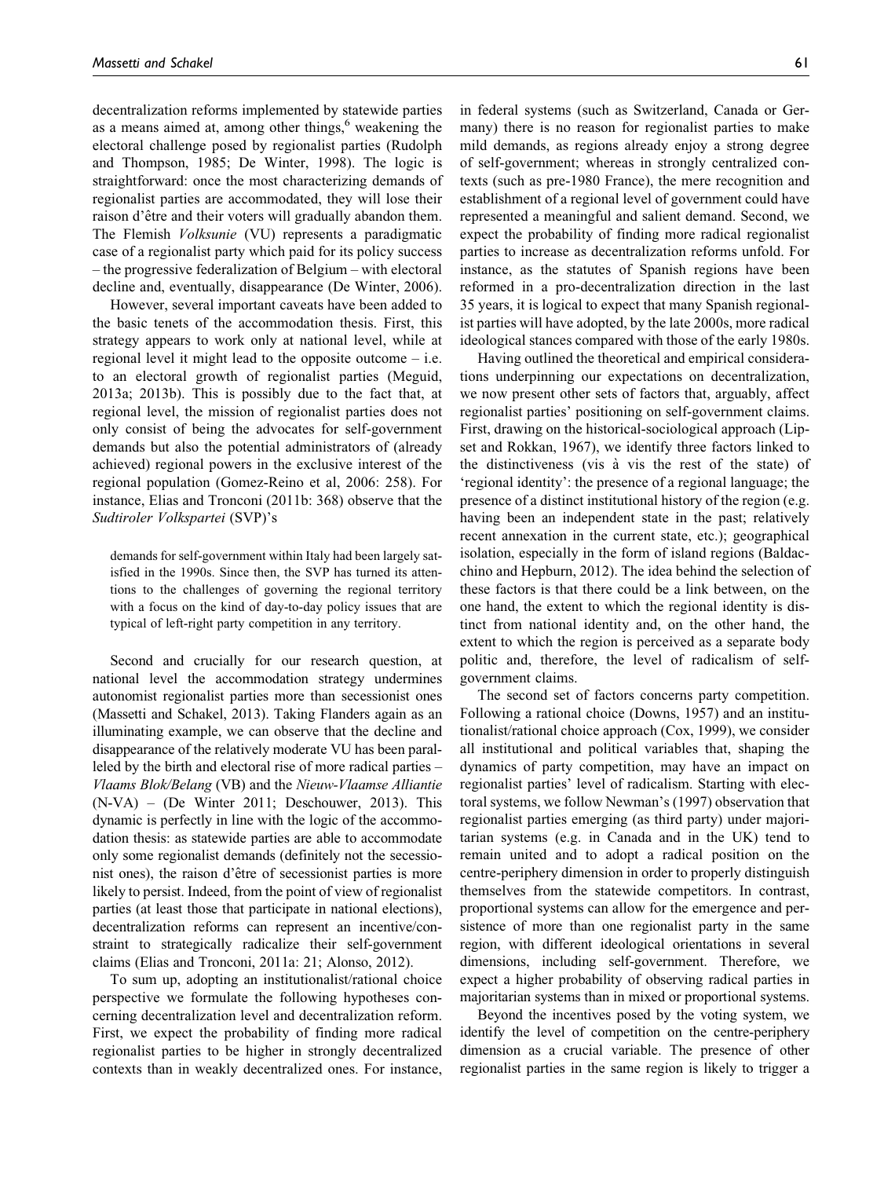decentralization reforms implemented by statewide parties as a means aimed at, among other things,[6] weakening the electoral challenge posed by regionalist parties (Rudolph and Thompson, 1985; De Winter, 1998). The logic is straightforward: once the most characterizing demands of regionalist parties are accommodated, they will lose their raison d'être and their voters will gradually abandon them. The Flemish *Volksunie* (VU) represents a paradigmatic case of a regionalist party which paid for its policy success – the progressive federalization of Belgium – with electoral decline and, eventually, disappearance (De Winter, 2006).

However, several important caveats have been added to the basic tenets of the accommodation thesis. First, this strategy appears to work only at national level, while at regional level it might lead to the opposite outcome – i.e. to an electoral growth of regionalist parties (Meguid, 2013a; 2013b). This is possibly due to the fact that, at regional level, the mission of regionalist parties does not only consist of being the advocates for self-government demands but also the potential administrators of (already achieved) regional powers in the exclusive interest of the regional population (Gomez-Reino et al, 2006: 258). For instance, Elias and Tronconi (2011b: 368) observe that the *Sudtiroler Volkspartei* (SVP)'s

> demands for self-government within Italy had been largely satisfied in the 1990s. Since then, the SVP has turned its attentions to the challenges of governing the regional territory with a focus on the kind of day-to-day policy issues that are typical of left-right party competition in any territory.

Second and crucially for our research question, at national level the accommodation strategy undermines autonomist regionalist parties more than secessionist ones (Massetti and Schakel, 2013). Taking Flanders again as an illuminating example, we can observe that the decline and disappearance of the relatively moderate VU has been paralleled by the birth and electoral rise of more radical parties – *Vlaams Blok/Belang* (VB) and the *Nieuw-Vlaamse Alliantie* (N-VA) – (De Winter 2011; Deschouwer, 2013). This dynamic is perfectly in line with the logic of the accommodation thesis: as statewide parties are able to accommodate only some regionalist demands (definitely not the secessionist ones), the raison d'être of secessionist parties is more likely to persist. Indeed, from the point of view of regionalist parties (at least those that participate in national elections), decentralization reforms can represent an incentive/constraint to strategically radicalize their self-government claims (Elias and Tronconi, 2011a: 21; Alonso, 2012).

To sum up, adopting an institutionalist/rational choice perspective we formulate the following hypotheses concerning decentralization level and decentralization reform. First, we expect the probability of finding more radical regionalist parties to be higher in strongly decentralized contexts than in weakly decentralized ones. For instance, in federal systems (such as Switzerland, Canada or Germany) there is no reason for regionalist parties to make mild demands, as regions already enjoy a strong degree of self-government; whereas in strongly centralized contexts (such as pre-1980 France), the mere recognition and establishment of a regional level of government could have represented a meaningful and salient demand. Second, we expect the probability of finding more radical regionalist parties to increase as decentralization reforms unfold. For instance, as the statutes of Spanish regions have been reformed in a pro-decentralization direction in the last 35 years, it is logical to expect that many Spanish regionalist parties will have adopted, by the late 2000s, more radical ideological stances compared with those of the early 1980s.

Having outlined the theoretical and empirical considerations underpinning our expectations on decentralization, we now present other sets of factors that, arguably, affect regionalist parties' positioning on self-government claims. First, drawing on the historical-sociological approach (Lipset and Rokkan, 1967), we identify three factors linked to the distinctiveness (vis à vis the rest of the state) of 'regional identity': the presence of a regional language; the presence of a distinct institutional history of the region (e.g. having been an independent state in the past; relatively recent annexation in the current state, etc.); geographical isolation, especially in the form of island regions (Baldacchino and Hepburn, 2012). The idea behind the selection of these factors is that there could be a link between, on the one hand, the extent to which the regional identity is distinct from national identity and, on the other hand, the extent to which the region is perceived as a separate body politic and, therefore, the level of radicalism of self-government claims.

The second set of factors concerns party competition. Following a rational choice (Downs, 1957) and an institutional/rational choice approach (Cox, 1999), we consider all institutional and political variables that, shaping the dynamics of party competition, may have an impact on regionalist parties' level of radicalism. Starting with electoral systems, we follow Newman's (1997) observation that regionalist parties emerging (as third party) under majoritarian systems (e.g. in Canada and in the UK) tend to remain united and to adopt a radical position on the centre-periphery dimension in order to properly distinguish themselves from the statewide competitors. In contrast, proportional systems can allow for the emergence and persistence of more than one regionalist party in the same region, with different ideological orientations in several dimensions, including self-government. Therefore, we expect a higher probability of observing radical parties in majoritarian systems than in mixed or proportional systems.

Beyond the incentives posed by the voting system, we identify the level of competition on the centre-periphery dimension as a crucial variable. The presence of other regionalist parties in the same region is likely to trigger a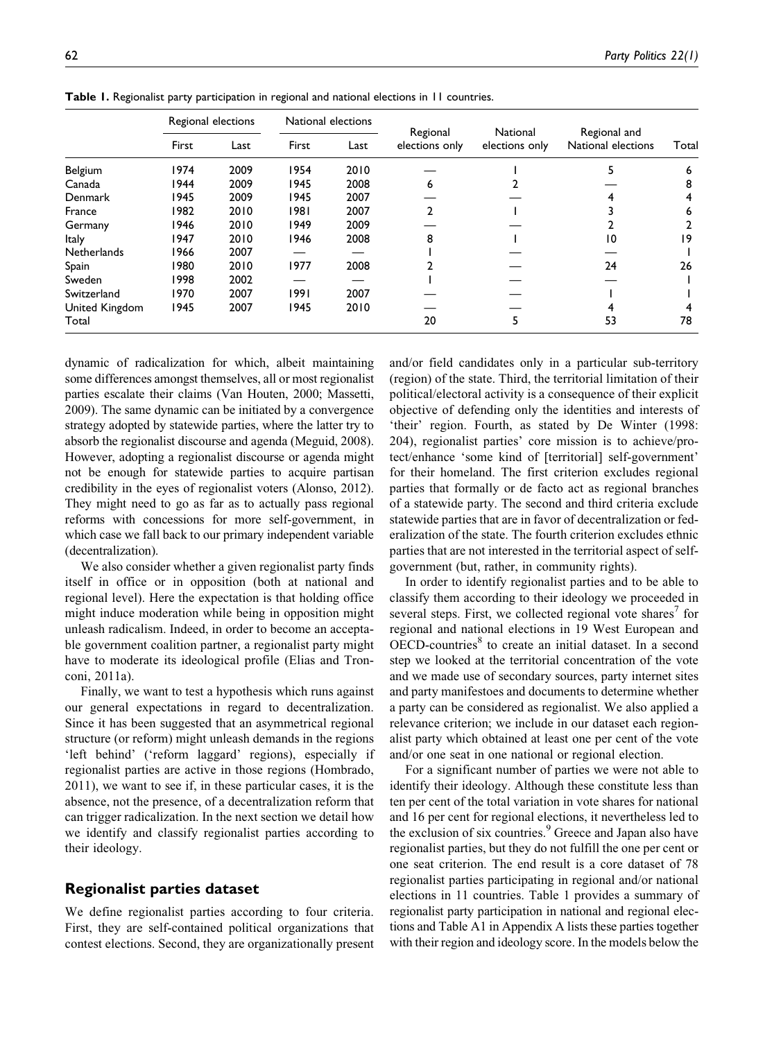**Table 1.** Regionalist party participation in regional and national elections in 11 countries.

| | Regional elections | | National elections | | Regional elections only | National elections only | Regional and National elections | Total |
|---|---|---|---|---|---|---|---|---|
| | First | Last | First | Last | | | | |
| Belgium | 1974 | 2009 | 1954 | 2010 | — | 1 | 5 | 6 |
| Canada | 1944 | 2009 | 1945 | 2008 | 6 | 2 | — | 8 |
| Denmark | 1945 | 2009 | 1945 | 2007 | — | — | 4 | 4 |
| France | 1982 | 2010 | 1981 | 2007 | 2 | 1 | 3 | 6 |
| Germany | 1946 | 2010 | 1949 | 2009 | — | — | 2 | 2 |
| Italy | 1947 | 2010 | 1946 | 2008 | 8 | 1 | 10 | 19 |
| Netherlands | 1966 | 2007 | — | — | 1 | — | — | 1 |
| Spain | 1980 | 2010 | 1977 | 2008 | 2 | — | 24 | 26 |
| Sweden | 1998 | 2002 | — | — | 1 | — | — | 1 |
| Switzerland | 1970 | 2007 | 1991 | 2007 | — | — | 1 | 1 |
| United Kingdom | 1945 | 2007 | 1945 | 2010 | — | — | 4 | 4 |
| Total | | | | | 20 | 5 | 53 | 78 |

dynamic of radicalization for which, albeit maintaining some differences amongst themselves, all or most regionalist parties escalate their claims (Van Houten, 2000; Massetti, 2009). The same dynamic can be initiated by a convergence strategy adopted by statewide parties, where the latter try to absorb the regionalist discourse and agenda (Meguid, 2008). However, adopting a regionalist discourse or agenda might not be enough for statewide parties to acquire partisan credibility in the eyes of regionalist voters (Alonso, 2012). They might need to go as far as to actually pass regional reforms with concessions for more self-government, in which case we fall back to our primary independent variable (decentralization).

We also consider whether a given regionalist party finds itself in office or in opposition (both at national and regional level). Here the expectation is that holding office might induce moderation while being in opposition might unleash radicalism. Indeed, in order to become an acceptable government coalition partner, a regionalist party might have to moderate its ideological profile (Elias and Tronconi, 2011a).

Finally, we want to test a hypothesis which runs against our general expectations in regard to decentralization. Since it has been suggested that an asymmetrical regional structure (or reform) might unleash demands in the regions 'left behind' ('reform laggard' regions), especially if regionalist parties are active in those regions (Hombrado, 2011), we want to see if, in these particular cases, it is the absence, not the presence, of a decentralization reform that can trigger radicalization. In the next section we detail how we identify and classify regionalist parties according to their ideology.

## Regionalist parties dataset

We define regionalist parties according to four criteria. First, they are self-contained political organizations that contest elections. Second, they are organizationally present and/or field candidates only in a particular sub-territory (region) of the state. Third, the territorial limitation of their political/electoral activity is a consequence of their explicit objective of defending only the identities and interests of 'their' region. Fourth, as stated by De Winter (1998: 204), regionalist parties' core mission is to achieve/protect/enhance 'some kind of [territorial] self-government' for their homeland. The first criterion excludes regional parties that formally or de facto act as regional branches of a statewide party. The second and third criteria exclude statewide parties that are in favor of decentralization or federalization of the state. The fourth criterion excludes ethnic parties that are not interested in the territorial aspect of self-government (but, rather, in community rights).

In order to identify regionalist parties and to be able to classify them according to their ideology we proceeded in several steps. First, we collected regional vote shares[7] for regional and national elections in 19 West European and OECD-countries[8] to create an initial dataset. In a second step we looked at the territorial concentration of the vote and we made use of secondary sources, party internet sites and party manifestoes and documents to determine whether a party can be considered as regionalist. We also applied a relevance criterion; we include in our dataset each regionalist party which obtained at least one per cent of the vote and/or one seat in one national or regional election.

For a significant number of parties we were not able to identify their ideology. Although these constitute less than ten per cent of the total variation in vote shares for national and 16 per cent for regional elections, it nevertheless led to the exclusion of six countries.[9] Greece and Japan also have regionalist parties, but they do not fulfill the one per cent or one seat criterion. The end result is a core dataset of 78 regionalist parties participating in regional and/or national elections in 11 countries. Table 1 provides a summary of regionalist party participation in national and regional elections and Table A1 in Appendix A lists these parties together with their region and ideology score. In the models below the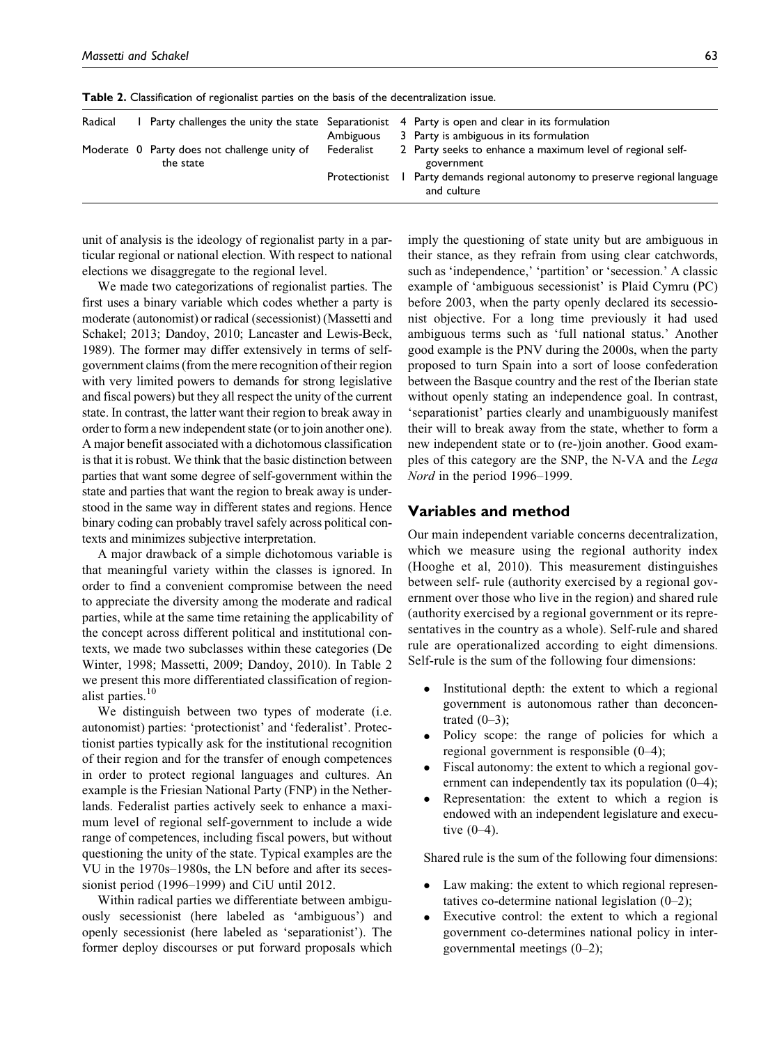**Table 2.** Classification of regionalist parties on the basis of the decentralization issue.

| | | | | |
|---|---|---|---|---|
| Radical | 1 Party challenges the unity the state | Separationist | 4 | Party is open and clear in its formulation |
| | | Ambiguous | 3 | Party is ambiguous in its formulation |
| Moderate | 0 Party does not challenge unity of the state | Federalist | 2 | Party seeks to enhance a maximum level of regional self-government |
| | | Protectionist | 1 | Party demands regional autonomy to preserve regional language and culture |

unit of analysis is the ideology of regionalist party in a particular regional or national election. With respect to national elections we disaggregate to the regional level.

We made two categorizations of regionalist parties. The first uses a binary variable which codes whether a party is moderate (autonomist) or radical (secessionist) (Massetti and Schakel; 2013; Dandoy, 2010; Lancaster and Lewis-Beck, 1989). The former may differ extensively in terms of self-government claims (from the mere recognition of their region with very limited powers to demands for strong legislative and fiscal powers) but they all respect the unity of the current state. In contrast, the latter want their region to break away in order to form a new independent state (or to join another one). A major benefit associated with a dichotomous classification is that it is robust. We think that the basic distinction between parties that want some degree of self-government within the state and parties that want the region to break away is understood in the same way in different states and regions. Hence binary coding can probably travel safely across political contexts and minimizes subjective interpretation.

A major drawback of a simple dichotomous variable is that meaningful variety within the classes is ignored. In order to find a convenient compromise between the need to appreciate the diversity among the moderate and radical parties, while at the same time retaining the applicability of the concept across different political and institutional contexts, we made two subclasses within these categories (De Winter, 1998; Massetti, 2009; Dandoy, 2010). In Table 2 we present this more differentiated classification of regionalist parties.[10]

We distinguish between two types of moderate (i.e. autonomist) parties: 'protectionist' and 'federalist'. Protectionist parties typically ask for the institutional recognition of their region and for the transfer of enough competences in order to protect regional languages and cultures. An example is the Friesian National Party (FNP) in the Netherlands. Federalist parties actively seek to enhance a maximum level of regional self-government to include a wide range of competences, including fiscal powers, but without questioning the unity of the state. Typical examples are the VU in the 1970s–1980s, the LN before and after its secessionist period (1996–1999) and CiU until 2012.

Within radical parties we differentiate between ambiguously secessionist (here labeled as 'ambiguous') and openly secessionist (here labeled as 'separationist'). The former deploy discourses or put forward proposals which imply the questioning of state unity but are ambiguous in their stance, as they refrain from using clear catchwords, such as 'independence,' 'partition' or 'secession.' A classic example of 'ambiguous secessionist' is Plaid Cymru (PC) before 2003, when the party openly declared its secessionist objective. For a long time previously it had used ambiguous terms such as 'full national status.' Another good example is the PNV during the 2000s, when the party proposed to turn Spain into a sort of loose confederation between the Basque country and the rest of the Iberian state without openly stating an independence goal. In contrast, 'separationist' parties clearly and unambiguously manifest their will to break away from the state, whether to form a new independent state or to (re-)join another. Good examples of this category are the SNP, the N-VA and the *Lega Nord* in the period 1996–1999.

## Variables and method

Our main independent variable concerns decentralization, which we measure using the regional authority index (Hooghe et al, 2010). This measurement distinguishes between self- rule (authority exercised by a regional government over those who live in the region) and shared rule (authority exercised by a regional government or its representatives in the country as a whole). Self-rule and shared rule are operationalized according to eight dimensions. Self-rule is the sum of the following four dimensions:

- Institutional depth: the extent to which a regional government is autonomous rather than deconcentrated (0–3);
- Policy scope: the range of policies for which a regional government is responsible (0–4);
- Fiscal autonomy: the extent to which a regional government can independently tax its population (0–4);
- Representation: the extent to which a region is endowed with an independent legislature and executive (0–4).

Shared rule is the sum of the following four dimensions:

- Law making: the extent to which regional representatives co-determine national legislation (0–2);
- Executive control: the extent to which a regional government co-determines national policy in intergovernmental meetings (0–2);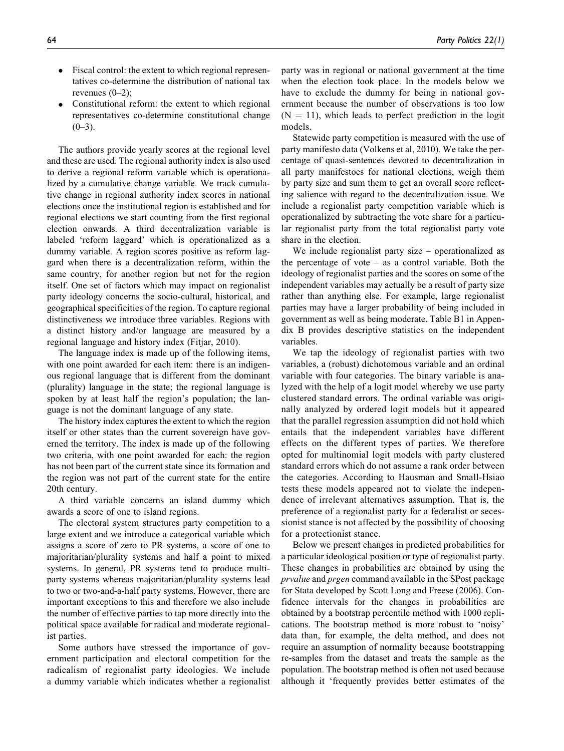- Fiscal control: the extent to which regional representatives co-determine the distribution of national tax revenues (0–2);
- Constitutional reform: the extent to which regional representatives co-determine constitutional change (0–3).

The authors provide yearly scores at the regional level and these are used. The regional authority index is also used to derive a regional reform variable which is operationalized by a cumulative change variable. We track cumulative change in regional authority index scores in national elections once the institutional region is established and for regional elections we start counting from the first regional election onwards. A third decentralization variable is labeled 'reform laggard' which is operationalized as a dummy variable. A region scores positive as reform laggard when there is a decentralization reform, within the same country, for another region but not for the region itself. One set of factors which may impact on regionalist party ideology concerns the socio-cultural, historical, and geographical specificities of the region. To capture regional distinctiveness we introduce three variables. Regions with a distinct history and/or language are measured by a regional language and history index (Fitjar, 2010).

The language index is made up of the following items, with one point awarded for each item: there is an indigenous regional language that is different from the dominant (plurality) language in the state; the regional language is spoken by at least half the region's population; the language is not the dominant language of any state.

The history index captures the extent to which the region itself or other states than the current sovereign have governed the territory. The index is made up of the following two criteria, with one point awarded for each: the region has not been part of the current state since its formation and the region was not part of the current state for the entire 20th century.

A third variable concerns an island dummy which awards a score of one to island regions.

The electoral system structures party competition to a large extent and we introduce a categorical variable which assigns a score of zero to PR systems, a score of one to majoritarian/plurality systems and half a point to mixed systems. In general, PR systems tend to produce multiparty systems whereas majoritarian/plurality systems lead to two or two-and-a-half party systems. However, there are important exceptions to this and therefore we also include the number of effective parties to tap more directly into the political space available for radical and moderate regionalist parties.

Some authors have stressed the importance of government participation and electoral competition for the radicalism of regionalist party ideologies. We include a dummy variable which indicates whether a regionalist party was in regional or national government at the time when the election took place. In the models below we have to exclude the dummy for being in national government because the number of observations is too low ($N = 11$), which leads to perfect prediction in the logit models.

Statewide party competition is measured with the use of party manifesto data (Volkens et al, 2010). We take the percentage of quasi-sentences devoted to decentralization in all party manifestoes for national elections, weigh them by party size and sum them to get an overall score reflecting salience with regard to the decentralization issue. We include a regionalist party competition variable which is operationalized by subtracting the vote share for a particular regionalist party from the total regionalist party vote share in the election.

We include regionalist party size – operationalized as the percentage of vote – as a control variable. Both the ideology of regionalist parties and the scores on some of the independent variables may actually be a result of party size rather than anything else. For example, large regionalist parties may have a larger probability of being included in government as well as being moderate. Table B1 in Appendix B provides descriptive statistics on the independent variables.

We tap the ideology of regionalist parties with two variables, a (robust) dichotomous variable and an ordinal variable with four categories. The binary variable is analyzed with the help of a logit model whereby we use party clustered standard errors. The ordinal variable was originally analyzed by ordered logit models but it appeared that the parallel regression assumption did not hold which entails that the independent variables have different effects on the different types of parties. We therefore opted for multinomial logit models with party clustered standard errors which do not assume a rank order between the categories. According to Hausman and Small-Hsiao tests these models appeared not to violate the independence of irrelevant alternatives assumption. That is, the preference of a regionalist party for a federalist or secessionist stance is not affected by the possibility of choosing for a protectionist stance.

Below we present changes in predicted probabilities for a particular ideological position or type of regionalist party. These changes in probabilities are obtained by using the *prvalue* and *prgen* command available in the SPost package for Stata developed by Scott Long and Freese (2006). Confidence intervals for the changes in probabilities are obtained by a bootstrap percentile method with 1000 replications. The bootstrap method is more robust to 'noisy' data than, for example, the delta method, and does not require an assumption of normality because bootstrapping re-samples from the dataset and treats the sample as the population. The bootstrap method is often not used because although it 'frequently provides better estimates of the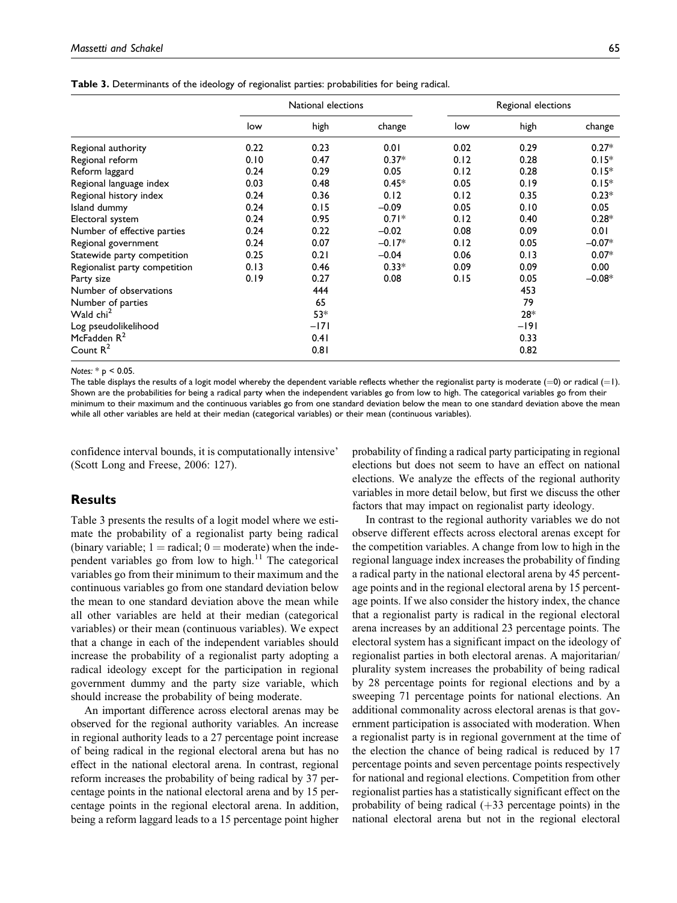**Table 3.** Determinants of the ideology of regionalist parties: probabilities for being radical.

| | National elections | | | Regional elections | | |
|---|---|---|---|---|---|---|
| | low | high | change | low | high | change |
| Regional authority | 0.22 | 0.23 | 0.01 | 0.02 | 0.29 | 0.27* |
| Regional reform | 0.10 | 0.47 | 0.37* | 0.12 | 0.28 | 0.15* |
| Reform laggard | 0.24 | 0.29 | 0.05 | 0.12 | 0.28 | 0.15* |
| Regional language index | 0.03 | 0.48 | 0.45* | 0.05 | 0.19 | 0.15* |
| Regional history index | 0.24 | 0.36 | 0.12 | 0.12 | 0.35 | 0.23* |
| Island dummy | 0.24 | 0.15 | −0.09 | 0.05 | 0.10 | 0.05 |
| Electoral system | 0.24 | 0.95 | 0.71* | 0.12 | 0.40 | 0.28* |
| Number of effective parties | 0.24 | 0.22 | −0.02 | 0.08 | 0.09 | 0.01 |
| Regional government | 0.24 | 0.07 | −0.17* | 0.12 | 0.05 | −0.07* |
| Statewide party competition | 0.25 | 0.21 | −0.04 | 0.06 | 0.13 | 0.07* |
| Regionalist party competition | 0.13 | 0.46 | 0.33* | 0.09 | 0.09 | 0.00 |
| Party size | 0.19 | 0.27 | 0.08 | 0.15 | 0.05 | −0.08* |
| Number of observations | | 444 | | | 453 | |
| Number of parties | | 65 | | | 79 | |
| Wald chi$^2$ | | 53* | | | 28* | |
| Log pseudolikelihood | | −171 | | | −191 | |
| McFadden $R^2$ | | 0.41 | | | 0.33 | |
| Count $R^2$ | | 0.81 | | | 0.82 | |

*Notes:* * $p < 0.05$.
The table displays the results of a logit model whereby the dependent variable reflects whether the regionalist party is moderate (=0) or radical (=1). Shown are the probabilities for being a radical party when the independent variables go from low to high. The categorical variables go from their minimum to their maximum and the continuous variables go from one standard deviation below the mean to one standard deviation above the mean while all other variables are held at their median (categorical variables) or their mean (continuous variables).

confidence interval bounds, it is computationally intensive' (Scott Long and Freese, 2006: 127).

## Results

Table 3 presents the results of a logit model where we estimate the probability of a regionalist party being radical (binary variable; 1 = radical; 0 = moderate) when the independent variables go from low to high.[11] The categorical variables go from their minimum to their maximum and the continuous variables go from one standard deviation below the mean to one standard deviation above the mean while all other variables are held at their median (categorical variables) or their mean (continuous variables). We expect that a change in each of the independent variables should increase the probability of a regionalist party adopting a radical ideology except for the participation in regional government dummy and the party size variable, which should increase the probability of being moderate.

An important difference across electoral arenas may be observed for the regional authority variables. An increase in regional authority leads to a 27 percentage point increase of being radical in the regional electoral arena but has no effect in the national electoral arena. In contrast, regional reform increases the probability of being radical by 37 percentage points in the national electoral arena and by 15 percentage points in the regional electoral arena. In addition, being a reform laggard leads to a 15 percentage point higher probability of finding a radical party participating in regional elections but does not seem to have an effect on national elections. We analyze the effects of the regional authority variables in more detail below, but first we discuss the other factors that may impact on regionalist party ideology.

In contrast to the regional authority variables we do not observe different effects across electoral arenas except for the competition variables. A change from low to high in the regional language index increases the probability of finding a radical party in the national electoral arena by 45 percentage points and in the regional electoral arena by 15 percentage points. If we also consider the history index, the chance that a regionalist party is radical in the regional electoral arena increases by an additional 23 percentage points. The electoral system has a significant impact on the ideology of regionalist parties in both electoral arenas. A majoritarian/plurality system increases the probability of being radical by 28 percentage points for regional elections and by a sweeping 71 percentage points for national elections. An additional commonality across electoral arenas is that government participation is associated with moderation. When a regionalist party is in regional government at the time of the election the chance of being radical is reduced by 17 percentage points and seven percentage points respectively for national and regional elections. Competition from other regionalist parties has a statistically significant effect on the probability of being radical (+33 percentage points) in the national electoral arena but not in the regional electoral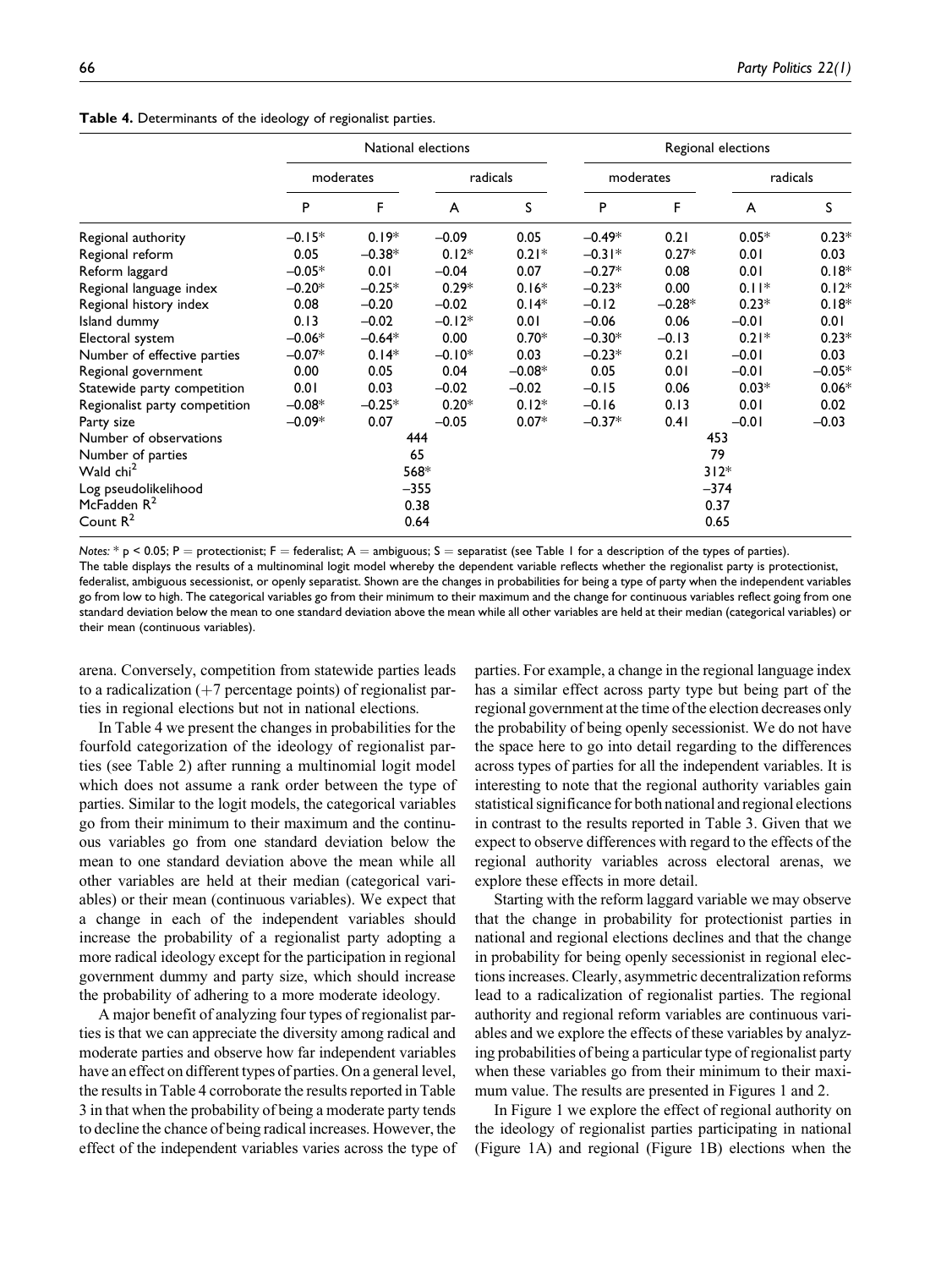**Table 4.** Determinants of the ideology of regionalist parties.

| | National elections | | | | Regional elections | | | |
|---|---|---|---|---|---|---|---|---|
| | moderates | | radicals | | moderates | | radicals | |
| | P | F | A | S | P | F | A | S |
| Regional authority | −0.15* | 0.19* | −0.09 | 0.05 | −0.49* | 0.21 | 0.05* | 0.23* |
| Regional reform | 0.05 | −0.38* | 0.12* | 0.21* | −0.31* | 0.27* | 0.01 | 0.03 |
| Reform laggard | −0.05* | 0.01 | −0.04 | 0.07 | −0.27* | 0.08 | 0.01 | 0.18* |
| Regional language index | −0.20* | −0.25* | 0.29* | 0.16* | −0.23* | 0.00 | 0.11* | 0.12* |
| Regional history index | 0.08 | −0.20 | −0.02 | 0.14* | −0.12 | −0.28* | 0.23* | 0.18* |
| Island dummy | 0.13 | −0.02 | −0.12* | 0.01 | −0.06 | 0.06 | −0.01 | 0.01 |
| Electoral system | −0.06* | −0.64* | 0.00 | 0.70* | −0.30* | −0.13 | 0.21* | 0.23* |
| Number of effective parties | −0.07* | 0.14* | −0.10* | 0.03 | −0.23* | 0.21 | −0.01 | 0.03 |
| Regional government | 0.00 | 0.05 | 0.04 | −0.08* | 0.05 | 0.01 | −0.01 | −0.05* |
| Statewide party competition | 0.01 | 0.03 | −0.02 | −0.02 | −0.15 | 0.06 | 0.03* | 0.06* |
| Regionalist party competition | −0.08* | −0.25* | 0.20* | 0.12* | −0.16 | 0.13 | 0.01 | 0.02 |
| Party size | −0.09* | 0.07 | −0.05 | 0.07* | −0.37* | 0.41 | −0.01 | −0.03 |
| Number of observations | 444 | | | | 453 | | | |
| Number of parties | 65 | | | | 79 | | | |
| Wald chi$^2$ | 568* | | | | 312* | | | |
| Log pseudolikelihood | −355 | | | | −374 | | | |
| McFadden $R^2$ | 0.38 | | | | 0.37 | | | |
| Count $R^2$ | 0.64 | | | | 0.65 | | | |

*Notes:* * $p < 0.05$; P = protectionist; F = federalist; A = ambiguous; S = separatist (see Table 1 for a description of the types of parties).
The table displays the results of a multinominal logit model whereby the dependent variable reflects whether the regionalist party is protectionist, federalist, ambiguous secessionist, or openly separatist. Shown are the changes in probabilities for being a type of party when the independent variables go from low to high. The categorical variables go from their minimum to their maximum and the change for continuous variables reflect going from one standard deviation below the mean to one standard deviation above the mean while all other variables are held at their median (categorical variables) or their mean (continuous variables).

arena. Conversely, competition from statewide parties leads to a radicalization (+7 percentage points) of regionalist parties in regional elections but not in national elections.

In Table 4 we present the changes in probabilities for the fourfold categorization of the ideology of regionalist parties (see Table 2) after running a multinomial logit model which does not assume a rank order between the type of parties. Similar to the logit models, the categorical variables go from their minimum to their maximum and the continuous variables go from one standard deviation below the mean to one standard deviation above the mean while all other variables are held at their median (categorical variables) or their mean (continuous variables). We expect that a change in each of the independent variables should increase the probability of a regionalist party adopting a more radical ideology except for the participation in regional government dummy and party size, which should increase the probability of adhering to a more moderate ideology.

A major benefit of analyzing four types of regionalist parties is that we can appreciate the diversity among radical and moderate parties and observe how far independent variables have an effect on different types of parties. On a general level, the results in Table 4 corroborate the results reported in Table 3 in that when the probability of being a moderate party tends to decline the chance of being radical increases. However, the effect of the independent variables varies across the type of parties. For example, a change in the regional language index has a similar effect across party type but being part of the regional government at the time of the election decreases only the probability of being openly secessionist. We do not have the space here to go into detail regarding to the differences across types of parties for all the independent variables. It is interesting to note that the regional authority variables gain statistical significance for both national and regional elections in contrast to the results reported in Table 3. Given that we expect to observe differences with regard to the effects of the regional authority variables across electoral arenas, we explore these effects in more detail.

Starting with the reform laggard variable we may observe that the change in probability for protectionist parties in national and regional elections declines and that the change in probability for being openly secessionist in regional elections increases. Clearly, asymmetric decentralization reforms lead to a radicalization of regionalist parties. The regional authority and regional reform variables are continuous variables and we explore the effects of these variables by analyzing probabilities of being a particular type of regionalist party when these variables go from their minimum to their maximum value. The results are presented in Figures 1 and 2.

In Figure 1 we explore the effect of regional authority on the ideology of regionalist parties participating in national (Figure 1A) and regional (Figure 1B) elections when the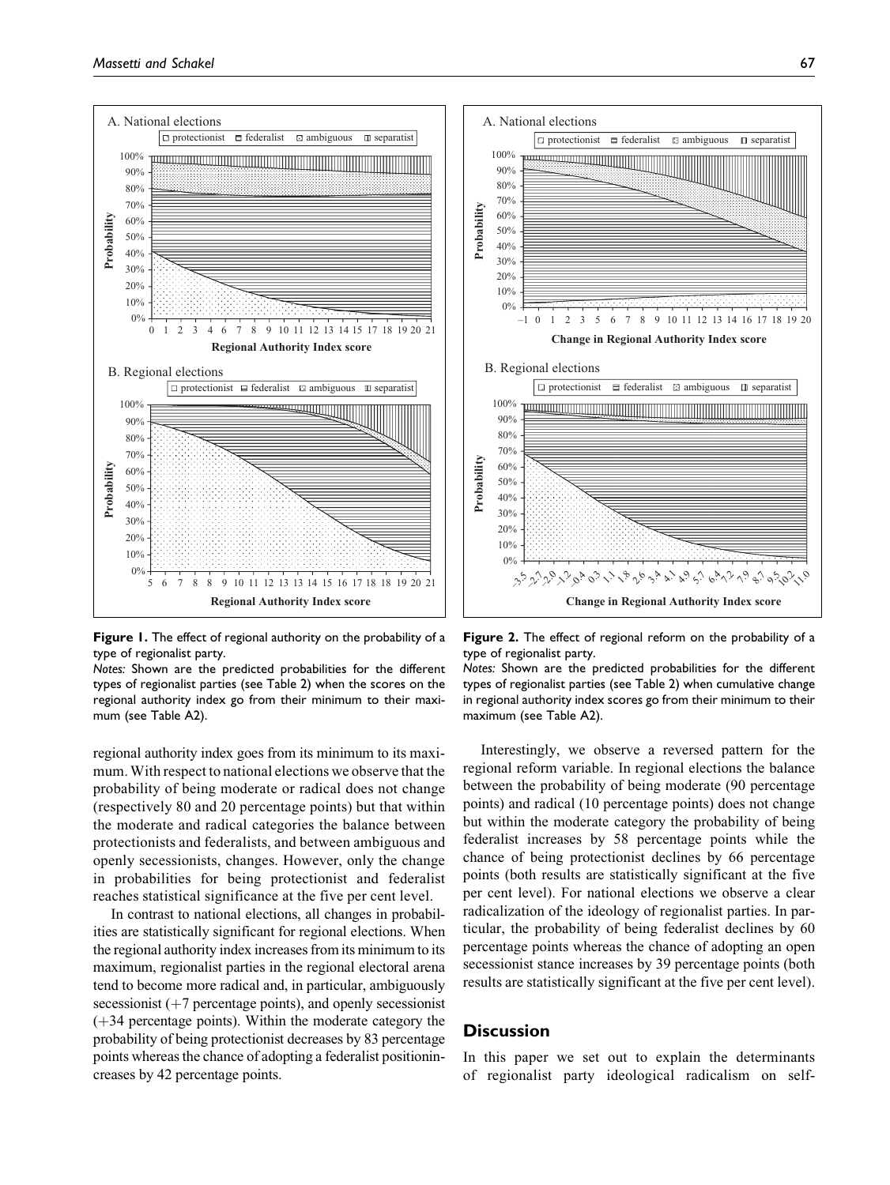**Figure 1.** The effect of regional authority on the probability of a type of regionalist party.

*Notes:* Shown are the predicted probabilities for the different types of regionalist parties (see Table 2) when the scores on the regional authority index go from their minimum to their maximum (see Table A2).

**Figure 2.** The effect of regional reform on the probability of a type of regionalist party.

*Notes:* Shown are the predicted probabilities for the different types of regionalist parties (see Table 2) when cumulative change in regional authority index scores go from their minimum to their maximum (see Table A2).

regional authority index goes from its minimum to its maximum. With respect to national elections we observe that the probability of being moderate or radical does not change (respectively 80 and 20 percentage points) but that within the moderate and radical categories the balance between protectionists and federalists, and between ambiguous and openly secessionists, changes. However, only the change in probabilities for being protectionist and federalist reaches statistical significance at the five per cent level.

In contrast to national elections, all changes in probabilities are statistically significant for regional elections. When the regional authority index increases from its minimum to its maximum, regionalist parties in the regional electoral arena tend to become more radical and, in particular, ambiguously secessionist (+7 percentage points), and openly secessionist (+34 percentage points). Within the moderate category the probability of being protectionist decreases by 83 percentage points whereas the chance of adopting a federalist positionincreases by 42 percentage points.

Interestingly, we observe a reversed pattern for the regional reform variable. In regional elections the balance between the probability of being moderate (90 percentage points) and radical (10 percentage points) does not change but within the moderate category the probability of being federalist increases by 58 percentage points while the chance of being protectionist declines by 66 percentage points (both results are statistically significant at the five per cent level). For national elections we observe a clear radicalization of the ideology of regionalist parties. In particular, the probability of being federalist declines by 60 percentage points whereas the chance of adopting an open secessionist stance increases by 39 percentage points (both results are statistically significant at the five per cent level).

## Discussion

In this paper we set out to explain the determinants of regionalist party ideological radicalism on self-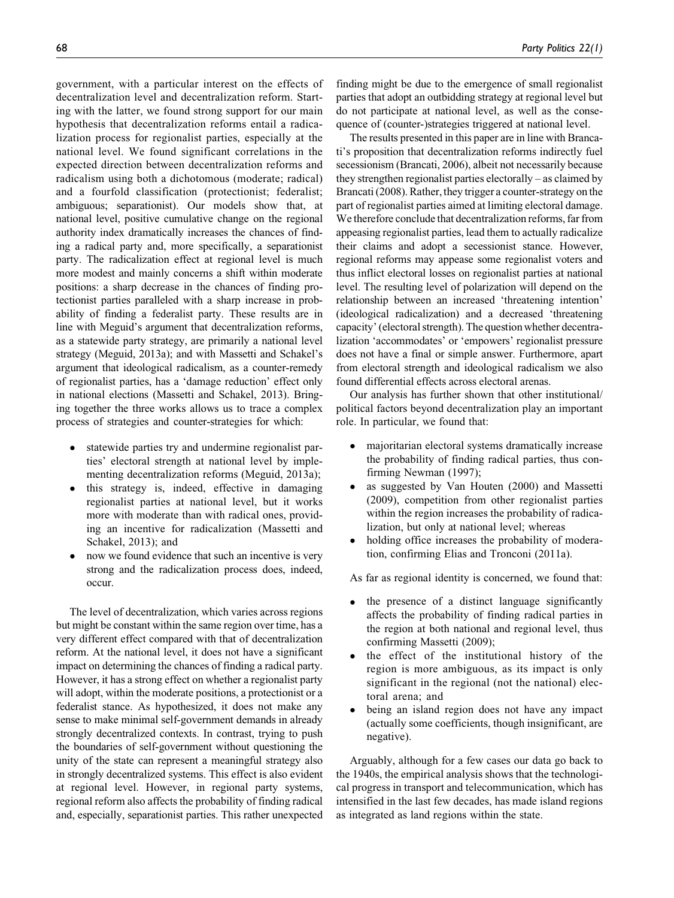government, with a particular interest on the effects of decentralization level and decentralization reform. Starting with the latter, we found strong support for our main hypothesis that decentralization reforms entail a radicalization process for regionalist parties, especially at the national level. We found significant correlations in the expected direction between decentralization reforms and radicalism using both a dichotomous (moderate; radical) and a fourfold classification (protectionist; federalist; ambiguous; separationist). Our models show that, at national level, positive cumulative change on the regional authority index dramatically increases the chances of finding a radical party and, more specifically, a separationist party. The radicalization effect at regional level is much more modest and mainly concerns a shift within moderate positions: a sharp decrease in the chances of finding protectionist parties paralleled with a sharp increase in probability of finding a federalist party. These results are in line with Meguid's argument that decentralization reforms, as a statewide party strategy, are primarily a national level strategy (Meguid, 2013a); and with Massetti and Schakel's argument that ideological radicalism, as a counter-remedy of regionalist parties, has a 'damage reduction' effect only in national elections (Massetti and Schakel, 2013). Bringing together the three works allows us to trace a complex process of strategies and counter-strategies for which:

- statewide parties try and undermine regionalist parties' electoral strength at national level by implementing decentralization reforms (Meguid, 2013a);
- this strategy is, indeed, effective in damaging regionalist parties at national level, but it works more with moderate than with radical ones, providing an incentive for radicalization (Massetti and Schakel, 2013); and
- now we found evidence that such an incentive is very strong and the radicalization process does, indeed, occur.

The level of decentralization, which varies across regions but might be constant within the same region over time, has a very different effect compared with that of decentralization reform. At the national level, it does not have a significant impact on determining the chances of finding a radical party. However, it has a strong effect on whether a regionalist party will adopt, within the moderate positions, a protectionist or a federalist stance. As hypothesized, it does not make any sense to make minimal self-government demands in already strongly decentralized contexts. In contrast, trying to push the boundaries of self-government without questioning the unity of the state can represent a meaningful strategy also in strongly decentralized systems. This effect is also evident at regional level. However, in regional party systems, regional reform also affects the probability of finding radical and, especially, separationist parties. This rather unexpected finding might be due to the emergence of small regionalist parties that adopt an outbidding strategy at regional level but do not participate at national level, as well as the consequence of (counter-)strategies triggered at national level.

The results presented in this paper are in line with Brancati's proposition that decentralization reforms indirectly fuel secessionism (Brancati, 2006), albeit not necessarily because they strengthen regionalist parties electorally – as claimed by Brancati (2008). Rather, they trigger a counter-strategy on the part of regionalist parties aimed at limiting electoral damage. We therefore conclude that decentralization reforms, far from appeasing regionalist parties, lead them to actually radicalize their claims and adopt a secessionist stance. However, regional reforms may appease some regionalist voters and thus inflict electoral losses on regionalist parties at national level. The resulting level of polarization will depend on the relationship between an increased 'threatening intention' (ideological radicalization) and a decreased 'threatening capacity' (electoral strength). The question whether decentralization 'accommodates' or 'empowers' regionalist pressure does not have a final or simple answer. Furthermore, apart from electoral strength and ideological radicalism we also found differential effects across electoral arenas.

Our analysis has further shown that other institutional/political factors beyond decentralization play an important role. In particular, we found that:

- majoritarian electoral systems dramatically increase the probability of finding radical parties, thus confirming Newman (1997);
- as suggested by Van Houten (2000) and Massetti (2009), competition from other regionalist parties within the region increases the probability of radicalization, but only at national level; whereas
- holding office increases the probability of moderation, confirming Elias and Tronconi (2011a).

As far as regional identity is concerned, we found that:

- the presence of a distinct language significantly affects the probability of finding radical parties in the region at both national and regional level, thus confirming Massetti (2009);
- the effect of the institutional history of the region is more ambiguous, as its impact is only significant in the regional (not the national) electoral arena; and
- being an island region does not have any impact (actually some coefficients, though insignificant, are negative).

Arguably, although for a few cases our data go back to the 1940s, the empirical analysis shows that the technological progress in transport and telecommunication, which has intensified in the last few decades, has made island regions as integrated as land regions within the state.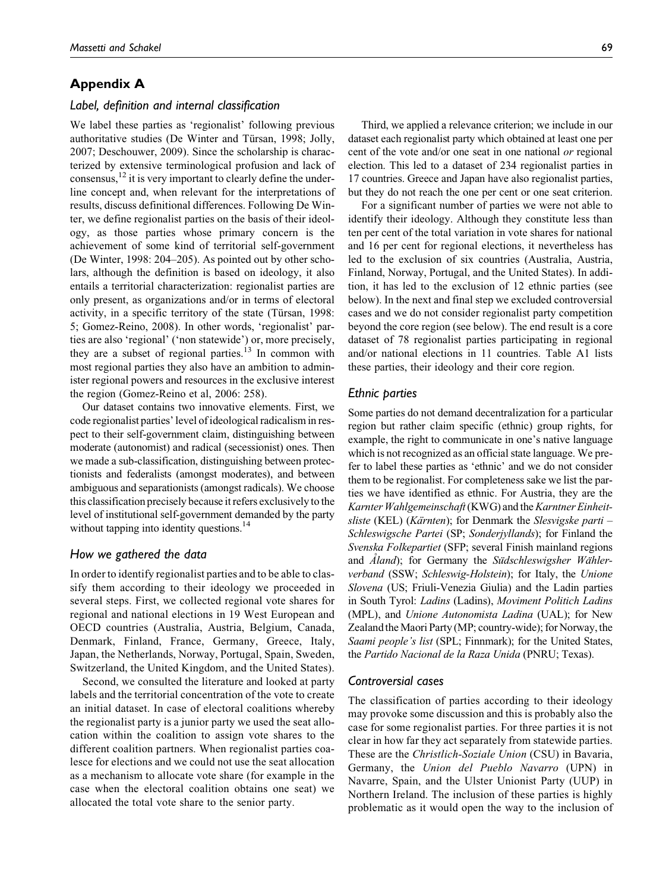## Appendix A

### Label, definition and internal classification

We label these parties as 'regionalist' following previous authoritative studies (De Winter and Türsan, 1998; Jolly, 2007; Deschouwer, 2009). Since the scholarship is characterized by extensive terminological profusion and lack of consensus,[12] it is very important to clearly define the underline concept and, when relevant for the interpretations of results, discuss definitional differences. Following De Winter, we define regionalist parties on the basis of their ideology, as those parties whose primary concern is the achievement of some kind of territorial self-government (De Winter, 1998: 204–205). As pointed out by other scholars, although the definition is based on ideology, it also entails a territorial characterization: regionalist parties are only present, as organizations and/or in terms of electoral activity, in a specific territory of the state (Türsan, 1998: 5; Gomez-Reino, 2008). In other words, 'regionalist' parties are also 'regional' ('non statewide') or, more precisely, they are a subset of regional parties.[13] In common with most regional parties they also have an ambition to administer regional powers and resources in the exclusive interest the region (Gomez-Reino et al, 2006: 258).

Our dataset contains two innovative elements. First, we code regionalist parties' level of ideological radicalism in respect to their self-government claim, distinguishing between moderate (autonomist) and radical (secessionist) ones. Then we made a sub-classification, distinguishing between protectionists and federalists (amongst moderates), and between ambiguous and separationists (amongst radicals). We choose this classification precisely because it refers exclusively to the level of institutional self-government demanded by the party without tapping into identity questions.[14]

### How we gathered the data

In order to identify regionalist parties and to be able to classify them according to their ideology we proceeded in several steps. First, we collected regional vote shares for regional and national elections in 19 West European and OECD countries (Australia, Austria, Belgium, Canada, Denmark, Finland, France, Germany, Greece, Italy, Japan, the Netherlands, Norway, Portugal, Spain, Sweden, Switzerland, the United Kingdom, and the United States).

Second, we consulted the literature and looked at party labels and the territorial concentration of the vote to create an initial dataset. In case of electoral coalitions whereby the regionalist party is a junior party we used the seat allocation within the coalition to assign vote shares to the different coalition partners. When regionalist parties coalesce for elections and we could not use the seat allocation as a mechanism to allocate vote share (for example in the case when the electoral coalition obtains one seat) we allocated the total vote share to the senior party.

Third, we applied a relevance criterion; we include in our dataset each regionalist party which obtained at least one per cent of the vote and/or one seat in one national *or* regional election. This led to a dataset of 234 regionalist parties in 17 countries. Greece and Japan have also regionalist parties, but they do not reach the one per cent or one seat criterion.

For a significant number of parties we were not able to identify their ideology. Although they constitute less than ten per cent of the total variation in vote shares for national and 16 per cent for regional elections, it nevertheless has led to the exclusion of six countries (Australia, Austria, Finland, Norway, Portugal, and the United States). In addition, it has led to the exclusion of 12 ethnic parties (see below). In the next and final step we excluded controversial cases and we do not consider regionalist party competition beyond the core region (see below). The end result is a core dataset of 78 regionalist parties participating in regional and/or national elections in 11 countries. Table A1 lists these parties, their ideology and their core region.

### Ethnic parties

Some parties do not demand decentralization for a particular region but rather claim specific (ethnic) group rights, for example, the right to communicate in one's native language which is not recognized as an official state language. We prefer to label these parties as 'ethnic' and we do not consider them to be regionalist. For completeness sake we list the parties we have identified as ethnic. For Austria, they are the *Karnter Wahlgemeinschaft* (KWG) and the *Karntner Einheitsliste* (KEL) (*Kärnten*); for Denmark the *Slesvigske parti – Schleswigsche Partei* (SP; *Sonderjyllands*); for Finland the *Svenska Folkepartiet* (SFP; several Finish mainland regions and *Åland*); for Germany the *Südschleswigsher Wählerverband* (SSW; *Schleswig-Holstein*); for Italy, the *Unione Slovena* (US; Friuli-Venezia Giulia) and the Ladin parties in South Tyrol: *Ladins* (Ladins), *Moviment Politich Ladins* (MPL), and *Unione Autonomista Ladina* (UAL); for New Zealand the Maori Party (MP; country-wide); for Norway, the *Saami people's list* (SPL; Finnmark); for the United States, the *Partido Nacional de la Raza Unida* (PNRU; Texas).

### Controversial cases

The classification of parties according to their ideology may provoke some discussion and this is probably also the case for some regionalist parties. For three parties it is not clear in how far they act separately from statewide parties. These are the *Christlich-Soziale Union* (CSU) in Bavaria, Germany, the *Union del Pueblo Navarro* (UPN) in Navarre, Spain, and the Ulster Unionist Party (UUP) in Northern Ireland. The inclusion of these parties is highly problematic as it would open the way to the inclusion of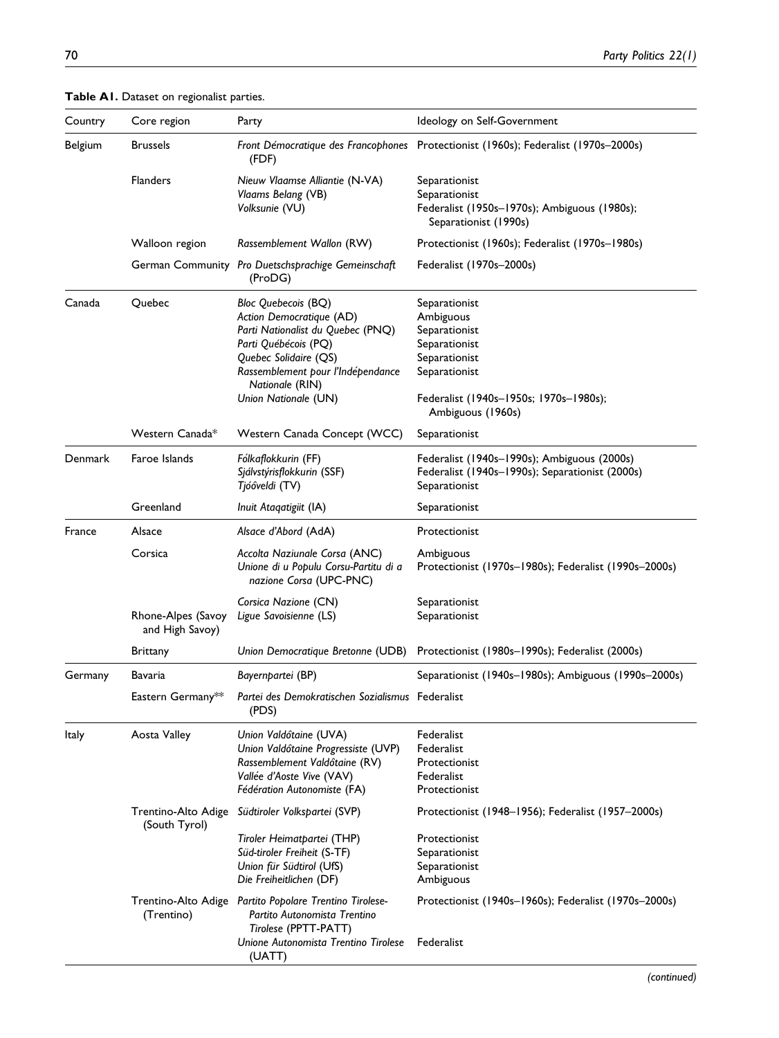**Table A1.** Dataset on regionalist parties.

| Country | Core region | Party | Ideology on Self-Government |
|---|---|---|---|
| Belgium | Brussels | *Front Démocratique des Francophones* (FDF) | Protectionist (1960s); Federalist (1970s–2000s) |
| | Flanders | *Nieuw Vlaamse Alliantie* (N-VA) | Separationist |
| | | *Vlaams Belang* (VB) | Separationist |
| | | *Volksunie* (VU) | Federalist (1950s–1970s); Ambiguous (1980s); Separationist (1990s) |
| | Walloon region | *Rassemblement Wallon* (RW) | Protectionist (1960s); Federalist (1970s–1980s) |
| | German Community | *Pro Duetschsprachige Gemeinschaft* (ProDG) | Federalist (1970s–2000s) |
| Canada | Quebec | *Bloc Quebecois* (BQ) | Separationist |
| | | *Action Democratique* (AD) | Ambiguous |
| | | *Parti Nationalist du Quebec* (PNQ) | Separationist |
| | | *Parti Québécois* (PQ) | Separationist |
| | | *Quebec Solidaire* (QS) | Separationist |
| | | *Rassemblement pour l'Indépendance Nationale* (RIN) | Separationist |
| | | *Union Nationale* (UN) | Federalist (1940s–1950s; 1970s–1980s); Ambiguous (1960s) |
| | Western Canada* | Western Canada Concept (WCC) | Separationist |
| Denmark | Faroe Islands | *Fólkaflokkurin* (FF) | Federalist (1940s–1990s); Ambiguous (2000s) |
| | | *Sjálvstýrisflokkurin* (SSF) | Federalist (1940s–1990s); Separationist (2000s) |
| | | *Tjóôveldi* (TV) | Separationist |
| | Greenland | *Inuit Ataqatigiit* (IA) | Separationist |
| France | Alsace | *Alsace d'Abord* (AdA) | Protectionist |
| | Corsica | *Accolta Naziunale Corsa* (ANC) | Ambiguous |
| | | *Unione di u Populu Corsu-Partitu di a nazione Corsa* (UPC-PNC) | Protectionist (1970s–1980s); Federalist (1990s–2000s) |
| | | *Corsica Nazione* (CN) | Separationist |
| | Rhone-Alpes (Savoy and High Savoy) | *Ligue Savoisienne* (LS) | Separationist |
| | Brittany | *Union Democratique Bretonne* (UDB) | Protectionist (1980s–1990s); Federalist (2000s) |
| Germany | Bavaria | *Bayernpartei* (BP) | Separationist (1940s–1980s); Ambiguous (1990s–2000s) |
| | Eastern Germany** | *Partei des Demokratischen Sozialismus* (PDS) | Federalist |
| Italy | Aosta Valley | *Union Valdôtaine* (UVA) | Federalist |
| | | *Union Valdôtaine Progressiste* (UVP) | Federalist |
| | | *Rassemblement Valdôtaine* (RV) | Protectionist |
| | | *Vallée d'Aoste Vive* (VAV) | Federalist |
| | | *Fédération Autonomiste* (FA) | Protectionist |
| | Trentino-Alto Adige (South Tyrol) | *Südtiroler Volkspartei* (SVP) | Protectionist (1948–1956); Federalist (1957–2000s) |
| | | *Tiroler Heimatpartei* (THP) | Protectionist |
| | | *Süd-tiroler Freiheit* (S-TF) | Separationist |
| | | *Union für Südtirol* (UfS) | Separationist |
| | | *Die Freiheitlichen* (DF) | Ambiguous |
| | Trentino-Alto Adige (Trentino) | *Partito Popolare Trentino Tirolese-Partito Autonomista Trentino Tirolese* (PPTT-PATT) | Protectionist (1940s–1960s); Federalist (1970s–2000s) |
| | | *Unione Autonomista Trentino Tirolese* (UATT) | Federalist |

*(continued)*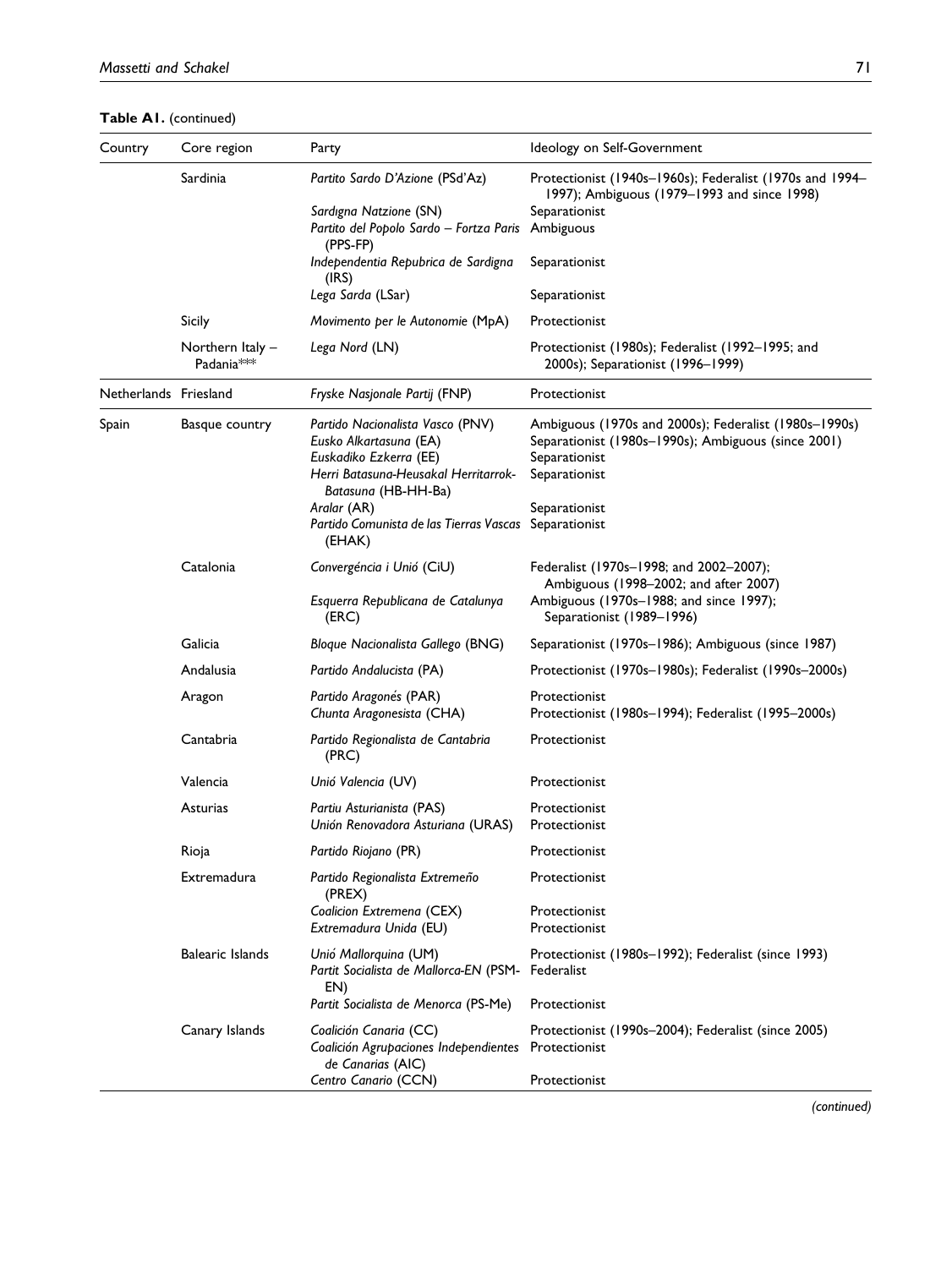**Table A1.** (continued)

| Country | Core region | Party | Ideology on Self-Government |
|---|---|---|---|
| | Sardinia | *Partito Sardo D'Azione* (PSd'Az) | Protectionist (1940s–1960s); Federalist (1970s and 1994–1997); Ambiguous (1979–1993 and since 1998) |
| | | *Sardıgna Natzione* (SN) | Separationist |
| | | *Partito del Popolo Sardo – Fortza Paris* (PPS-FP) | Ambiguous |
| | | *Independentia Repubrica de Sardigna* (IRS) | Separationist |
| | | *Lega Sarda* (LSar) | Separationist |
| | Sicily | *Movimento per le Autonomie* (MpA) | Protectionist |
| | Northern Italy – Padania*** | *Lega Nord* (LN) | Protectionist (1980s); Federalist (1992–1995; and 2000s); Separationist (1996–1999) |
| Netherlands | Friesland | *Fryske Nasjonale Partij* (FNP) | Protectionist |
| Spain | Basque country | *Partido Nacionalista Vasco* (PNV) | Ambiguous (1970s and 2000s); Federalist (1980s–1990s) |
| | | *Eusko Alkartasuna* (EA) | Separationist (1980s–1990s); Ambiguous (since 2001) |
| | | *Euskadiko Ezkerra* (EE) | Separationist |
| | | *Herri Batasuna-Heusakal Herritarrok-Batasuna* (HB-HH-Ba) | Separationist |
| | | *Aralar* (AR) | Separationist |
| | | *Partido Comunista de las Tierras Vascas* (EHAK) | Separationist |
| | Catalonia | *Convergéncia i Unió* (CiU) | Federalist (1970s–1998; and 2002–2007); Ambiguous (1998–2002; and after 2007) |
| | | *Esquerra Republicana de Catalunya* (ERC) | Ambiguous (1970s–1988; and since 1997); Separationist (1989–1996) |
| | Galicia | *Bloque Nacionalista Gallego* (BNG) | Separationist (1970s–1986); Ambiguous (since 1987) |
| | Andalusia | *Partido Andalucista* (PA) | Protectionist (1970s–1980s); Federalist (1990s–2000s) |
| | Aragon | *Partido Aragonés* (PAR) | Protectionist |
| | | *Chunta Aragonesista* (CHA) | Protectionist (1980s–1994); Federalist (1995–2000s) |
| | Cantabria | *Partido Regionalista de Cantabria* (PRC) | Protectionist |
| | Valencia | *Unió Valencia* (UV) | Protectionist |
| | Asturias | *Partiu Asturianista* (PAS) | Protectionist |
| | | *Unión Renovadora Asturiana* (URAS) | Protectionist |
| | Rioja | *Partido Riojano* (PR) | Protectionist |
| | Extremadura | *Partido Regionalista Extremeño* (PREX) | Protectionist |
| | | *Coalicion Extremena* (CEX) | Protectionist |
| | | *Extremadura Unida* (EU) | Protectionist |
| | Balearic Islands | *Unió Mallorquina* (UM) | Protectionist (1980s–1992); Federalist (since 1993) |
| | | *Partit Socialista de Mallorca-EN* (PSM-EN) | Federalist |
| | | *Partit Socialista de Menorca* (PS-Me) | Protectionist |
| | Canary Islands | *Coalición Canaria* (CC) | Protectionist (1990s–2004); Federalist (since 2005) |
| | | *Coalición Agrupaciones Independientes de Canarias* (AIC) | Protectionist |
| | | *Centro Canario* (CCN) | Protectionist |

*(continued)*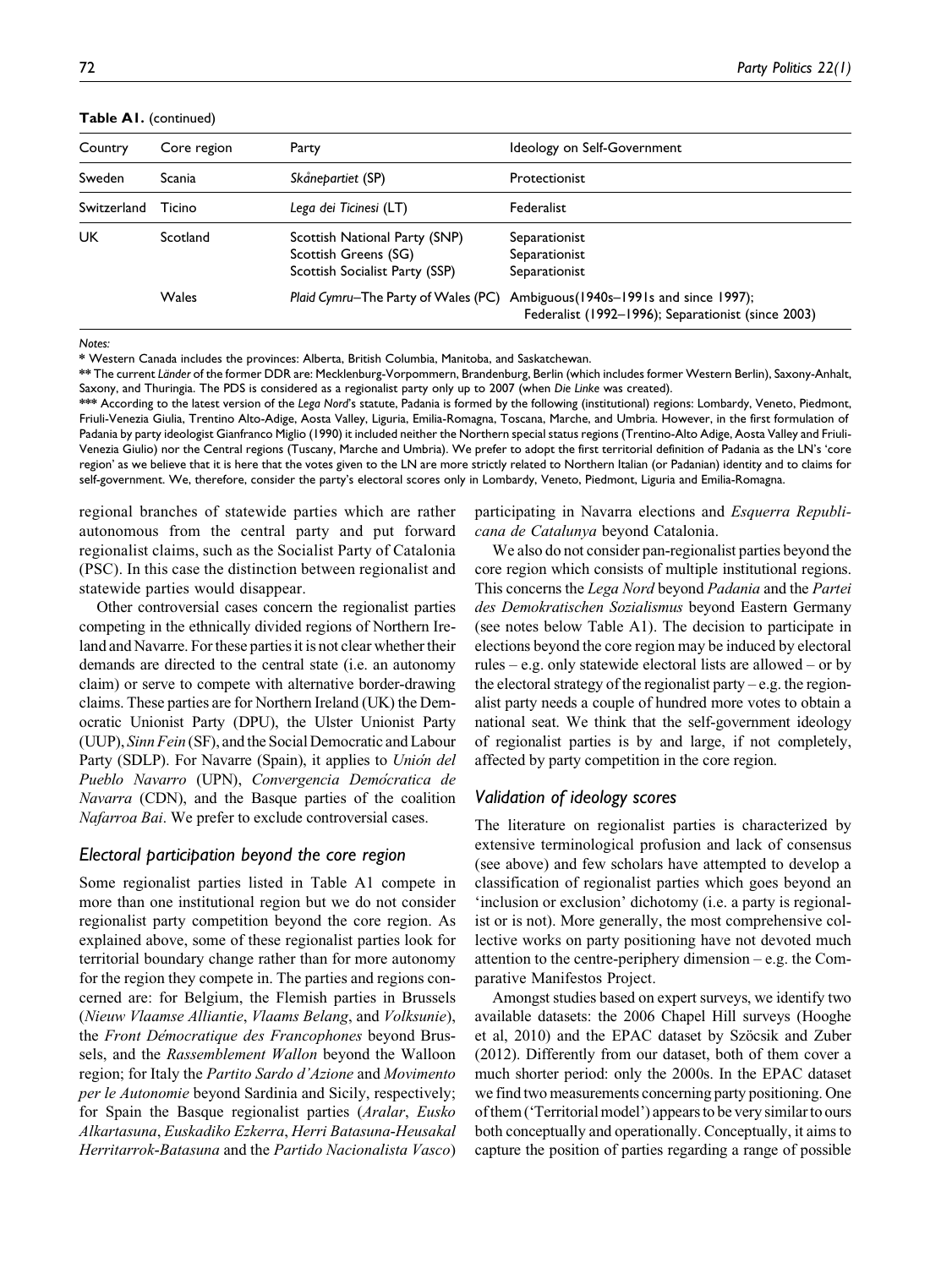**Table A1.** (continued)

| Country | Core region | Party | Ideology on Self-Government |
|---|---|---|---|
| Sweden | Scania | *Skånepartiet* (SP) | Protectionist |
| Switzerland | Ticino | *Lega dei Ticinesi* (LT) | Federalist |
| UK | Scotland | Scottish National Party (SNP) | Separationist |
| | | Scottish Greens (SG) | Separationist |
| | | Scottish Socialist Party (SSP) | Separationist |
| | Wales | *Plaid Cymru*–The Party of Wales (PC) | Ambiguous(1940s–1991s and since 1997); Federalist (1992–1996); Separationist (since 2003) |

*Notes:*

\* Western Canada includes the provinces: Alberta, British Columbia, Manitoba, and Saskatchewan.

\*\* The current *Länder* of the former DDR are: Mecklenburg-Vorpommern, Brandenburg, Berlin (which includes former Western Berlin), Saxony-Anhalt, Saxony, and Thuringia. The PDS is considered as a regionalist party only up to 2007 (when *Die Linke* was created).

\*\*\* According to the latest version of the *Lega Nord*'s statute, Padania is formed by the following (institutional) regions: Lombardy, Veneto, Piedmont, Friuli-Venezia Giulia, Trentino Alto-Adige, Aosta Valley, Liguria, Emilia-Romagna, Toscana, Marche, and Umbria. However, in the first formulation of Padania by party ideologist Gianfranco Miglio (1990) it included neither the Northern special status regions (Trentino-Alto Adige, Aosta Valley and Friuli-Venezia Giulio) nor the Central regions (Tuscany, Marche and Umbria). We prefer to adopt the first territorial definition of Padania as the LN's 'core region' as we believe that it is here that the votes given to the LN are more strictly related to Northern Italian (or Padanian) identity and to claims for self-government. We, therefore, consider the party's electoral scores only in Lombardy, Veneto, Piedmont, Liguria and Emilia-Romagna.

regional branches of statewide parties which are rather autonomous from the central party and put forward regionalist claims, such as the Socialist Party of Catalonia (PSC). In this case the distinction between regionalist and statewide parties would disappear.

Other controversial cases concern the regionalist parties competing in the ethnically divided regions of Northern Ireland and Navarre. For these parties it is not clear whether their demands are directed to the central state (i.e. an autonomy claim) or serve to compete with alternative border-drawing claims. These parties are for Northern Ireland (UK) the Democratic Unionist Party (DPU), the Ulster Unionist Party (UUP), *Sinn Fein* (SF), and the Social Democratic and Labour Party (SDLP). For Navarre (Spain), it applies to *Unión del Pueblo Navarro* (UPN), *Convergencia Demócratica de Navarra* (CDN), and the Basque parties of the coalition *Nafarroa Bai*. We prefer to exclude controversial cases.

### Electoral participation beyond the core region

Some regionalist parties listed in Table A1 compete in more than one institutional region but we do not consider regionalist party competition beyond the core region. As explained above, some of these regionalist parties look for territorial boundary change rather than for more autonomy for the region they compete in. The parties and regions concerned are: for Belgium, the Flemish parties in Brussels (*Nieuw Vlaamse Alliantie*, *Vlaams Belang*, and *Volksunie*), the *Front Démocratique des Francophones* beyond Brussels, and the *Rassemblement Wallon* beyond the Walloon region; for Italy the *Partito Sardo d'Azione* and *Movimento per le Autonomie* beyond Sardinia and Sicily, respectively; for Spain the Basque regionalist parties (*Aralar*, *Eusko Alkartasuna*, *Euskadiko Ezkerra*, *Herri Batasuna-Heusakal Herritarrok-Batasuna* and the *Partido Nacionalista Vasco*) participating in Navarra elections and *Esquerra Republicana de Catalunya* beyond Catalonia.

We also do not consider pan-regionalist parties beyond the core region which consists of multiple institutional regions. This concerns the *Lega Nord* beyond *Padania* and the *Partei des Demokratischen Sozialismus* beyond Eastern Germany (see notes below Table A1). The decision to participate in elections beyond the core region may be induced by electoral rules – e.g. only statewide electoral lists are allowed – or by the electoral strategy of the regionalist party – e.g. the regionalist party needs a couple of hundred more votes to obtain a national seat. We think that the self-government ideology of regionalist parties is by and large, if not completely, affected by party competition in the core region.

### Validation of ideology scores

The literature on regionalist parties is characterized by extensive terminological profusion and lack of consensus (see above) and few scholars have attempted to develop a classification of regionalist parties which goes beyond an 'inclusion or exclusion' dichotomy (i.e. a party is regionalist or is not). More generally, the most comprehensive collective works on party positioning have not devoted much attention to the centre-periphery dimension – e.g. the Comparative Manifestos Project.

Amongst studies based on expert surveys, we identify two available datasets: the 2006 Chapel Hill surveys (Hooghe et al, 2010) and the EPAC dataset by Szöcsik and Zuber (2012). Differently from our dataset, both of them cover a much shorter period: only the 2000s. In the EPAC dataset we find two measurements concerning party positioning. One of them ('Territorial model') appears to be very similar to ours both conceptually and operationally. Conceptually, it aims to capture the position of parties regarding a range of possible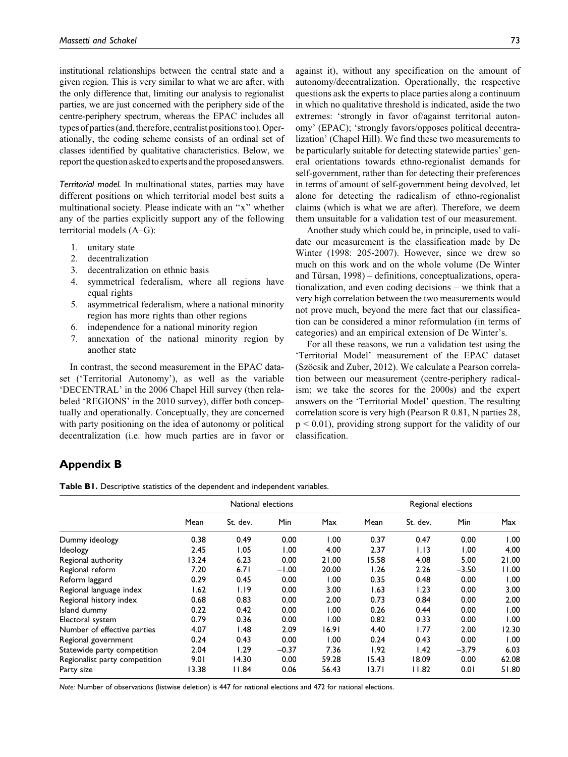institutional relationships between the central state and a given region. This is very similar to what we are after, with the only difference that, limiting our analysis to regionalist parties, we are just concerned with the periphery side of the centre-periphery spectrum, whereas the EPAC includes all types of parties (and, therefore, centralist positions too). Operationally, the coding scheme consists of an ordinal set of classes identified by qualitative characteristics. Below, we report the question asked to experts and the proposed answers.

*Territorial model.* In multinational states, parties may have different positions on which territorial model best suits a multinational society. Please indicate with an "x" whether any of the parties explicitly support any of the following territorial models (A–G):

1. unitary state
2. decentralization
3. decentralization on ethnic basis
4. symmetrical federalism, where all regions have equal rights
5. asymmetrical federalism, where a national minority region has more rights than other regions
6. independence for a national minority region
7. annexation of the national minority region by another state

In contrast, the second measurement in the EPAC dataset ('Territorial Autonomy'), as well as the variable 'DECENTRAL' in the 2006 Chapel Hill survey (then relabeled 'REGIONS' in the 2010 survey), differ both conceptually and operationally. Conceptually, they are concerned with party positioning on the idea of autonomy or political decentralization (i.e. how much parties are in favor or against it), without any specification on the amount of autonomy/decentralization. Operationally, the respective questions ask the experts to place parties along a continuum in which no qualitative threshold is indicated, aside the two extremes: 'strongly in favor of/against territorial autonomy' (EPAC); 'strongly favors/opposes political decentralization' (Chapel Hill). We find these two measurements to be particularly suitable for detecting statewide parties' general orientations towards ethno-regionalist demands for self-government, rather than for detecting their preferences in terms of amount of self-government being devolved, let alone for detecting the radicalism of ethno-regionalist claims (which is what we are after). Therefore, we deem them unsuitable for a validation test of our measurement.

Another study which could be, in principle, used to validate our measurement is the classification made by De Winter (1998: 205-2007). However, since we drew so much on this work and on the whole volume (De Winter and Türsan, 1998) – definitions, conceptualizations, operationalization, and even coding decisions – we think that a very high correlation between the two measurements would not prove much, beyond the mere fact that our classification can be considered a minor reformulation (in terms of categories) and an empirical extension of De Winter's.

For all these reasons, we run a validation test using the 'Territorial Model' measurement of the EPAC dataset (Szöcsik and Zuber, 2012). We calculate a Pearson correlation between our measurement (centre-periphery radicalism; we take the scores for the 2000s) and the expert answers on the 'Territorial Model' question. The resulting correlation score is very high (Pearson R 0.81, N parties 28, $p < 0.01$), providing strong support for the validity of our classification.

## Appendix B

**Table B1.** Descriptive statistics of the dependent and independent variables.

| | National elections | | | | Regional elections | | | |
|---|---|---|---|---|---|---|---|---|
| | Mean | St. dev. | Min | Max | Mean | St. dev. | Min | Max |
| Dummy ideology | 0.38 | 0.49 | 0.00 | 1.00 | 0.37 | 0.47 | 0.00 | 1.00 |
| Ideology | 2.45 | 1.05 | 1.00 | 4.00 | 2.37 | 1.13 | 1.00 | 4.00 |
| Regional authority | 13.24 | 6.23 | 0.00 | 21.00 | 15.58 | 4.08 | 5.00 | 21.00 |
| Regional reform | 7.20 | 6.71 | −1.00 | 20.00 | 1.26 | 2.26 | −3.50 | 11.00 |
| Reform laggard | 0.29 | 0.45 | 0.00 | 1.00 | 0.35 | 0.48 | 0.00 | 1.00 |
| Regional language index | 1.62 | 1.19 | 0.00 | 3.00 | 1.63 | 1.23 | 0.00 | 3.00 |
| Regional history index | 0.68 | 0.83 | 0.00 | 2.00 | 0.73 | 0.84 | 0.00 | 2.00 |
| Island dummy | 0.22 | 0.42 | 0.00 | 1.00 | 0.26 | 0.44 | 0.00 | 1.00 |
| Electoral system | 0.79 | 0.36 | 0.00 | 1.00 | 0.82 | 0.33 | 0.00 | 1.00 |
| Number of effective parties | 4.07 | 1.48 | 2.09 | 16.91 | 4.40 | 1.77 | 2.00 | 12.30 |
| Regional government | 0.24 | 0.43 | 0.00 | 1.00 | 0.24 | 0.43 | 0.00 | 1.00 |
| Statewide party competition | 2.04 | 1.29 | −0.37 | 7.36 | 1.92 | 1.42 | −3.79 | 6.03 |
| Regionalist party competition | 9.01 | 14.30 | 0.00 | 59.28 | 15.43 | 18.09 | 0.00 | 62.08 |
| Party size | 13.38 | 11.84 | 0.06 | 56.43 | 13.71 | 11.82 | 0.01 | 51.80 |

*Note:* Number of observations (listwise deletion) is 447 for national elections and 472 for national elections.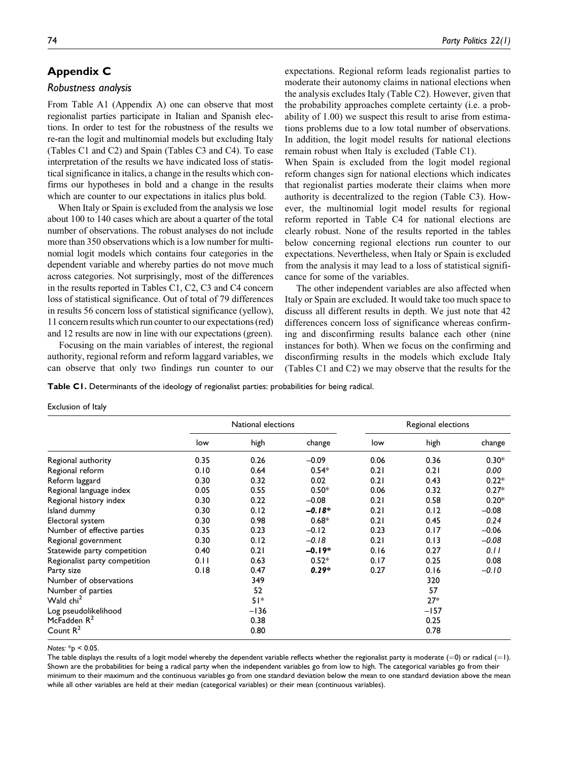## Appendix C

### *Robustness analysis*

From Table A1 (Appendix A) one can observe that most regionalist parties participate in Italian and Spanish elections. In order to test for the robustness of the results we re-ran the logit and multinomial models but excluding Italy (Tables C1 and C2) and Spain (Tables C3 and C4). To ease interpretation of the results we have indicated loss of statistical significance in italics, a change in the results which confirms our hypotheses in bold and a change in the results which are counter to our expectations in italics plus bold.

When Italy or Spain is excluded from the analysis we lose about 100 to 140 cases which are about a quarter of the total number of observations. The robust analyses do not include more than 350 observations which is a low number for multinomial logit models which contains four categories in the dependent variable and whereby parties do not move much across categories. Not surprisingly, most of the differences in the results reported in Tables C1, C2, C3 and C4 concern loss of statistical significance. Out of total of 79 differences in results 56 concern loss of statistical significance (yellow), 11 concern results which run counter to our expectations (red) and 12 results are now in line with our expectations (green).

Focusing on the main variables of interest, the regional authority, regional reform and reform laggard variables, we can observe that only two findings run counter to our expectations. Regional reform leads regionalist parties to moderate their autonomy claims in national elections when the analysis excludes Italy (Table C2). However, given that the probability approaches complete certainty (i.e. a probability of 1.00) we suspect this result to arise from estimations problems due to a low total number of observations. In addition, the logit model results for national elections remain robust when Italy is excluded (Table C1).

When Spain is excluded from the logit model regional reform changes sign for national elections which indicates that regionalist parties moderate their claims when more authority is decentralized to the region (Table C3). However, the multinomial logit model results for regional reform reported in Table C4 for national elections are clearly robust. None of the results reported in the tables below concerning regional elections run counter to our expectations. Nevertheless, when Italy or Spain is excluded from the analysis it may lead to a loss of statistical significance for some of the variables.

The other independent variables are also affected when Italy or Spain are excluded. It would take too much space to discuss all different results in depth. We just note that 42 differences concern loss of significance whereas confirming and disconfirming results balance each other (nine instances for both). When we focus on the confirming and disconfirming results in the models which exclude Italy (Tables C1 and C2) we may observe that the results for the

**Table C1.** Determinants of the ideology of regionalist parties: probabilities for being radical.

Exclusion of Italy

| | National elections | | | Regional elections | | |
|---|---|---|---|---|---|---|
| | low | high | change | low | high | change |
| Regional authority | 0.35 | 0.26 | −0.09 | 0.06 | 0.36 | 0.30* |
| Regional reform | 0.10 | 0.64 | 0.54* | 0.21 | 0.21 | *0.00* |
| Reform laggard | 0.30 | 0.32 | 0.02 | 0.21 | 0.43 | 0.22* |
| Regional language index | 0.05 | 0.55 | 0.50* | 0.06 | 0.32 | 0.27* |
| Regional history index | 0.30 | 0.22 | −0.08 | 0.21 | 0.58 | 0.20* |
| Island dummy | 0.30 | 0.12 | ***−0.18**** | 0.21 | 0.12 | −0.08 |
| Electoral system | 0.30 | 0.98 | 0.68* | 0.21 | 0.45 | *0.24* |
| Number of effective parties | 0.35 | 0.23 | −0.12 | 0.23 | 0.17 | −0.06 |
| Regional government | 0.30 | 0.12 | *−0.18* | 0.21 | 0.13 | *−0.08* |
| Statewide party competition | 0.40 | 0.21 | **−0.19*** | 0.16 | 0.27 | *0.11* |
| Regionalist party competition | 0.11 | 0.63 | 0.52* | 0.17 | 0.25 | 0.08 |
| Party size | 0.18 | 0.47 | ***0.29**** | 0.27 | 0.16 | *−0.10* |
| Number of observations | | 349 | | | 320 | |
| Number of parties | | 52 | | | 57 | |
| Wald chi$^2$ | | 51* | | | 27* | |
| Log pseudolikelihood | | −136 | | | −157 | |
| McFadden $R^2$ | | 0.38 | | | 0.25 | |
| Count $R^2$ | | 0.80 | | | 0.78 | |

*Notes:* *$p < 0.05$.

The table displays the results of a logit model whereby the dependent variable reflects whether the regionalist party is moderate (=0) or radical (=1). Shown are the probabilities for being a radical party when the independent variables go from low to high. The categorical variables go from their minimum to their maximum and the continuous variables go from one standard deviation below the mean to one standard deviation above the mean while all other variables are held at their median (categorical variables) or their mean (continuous variables).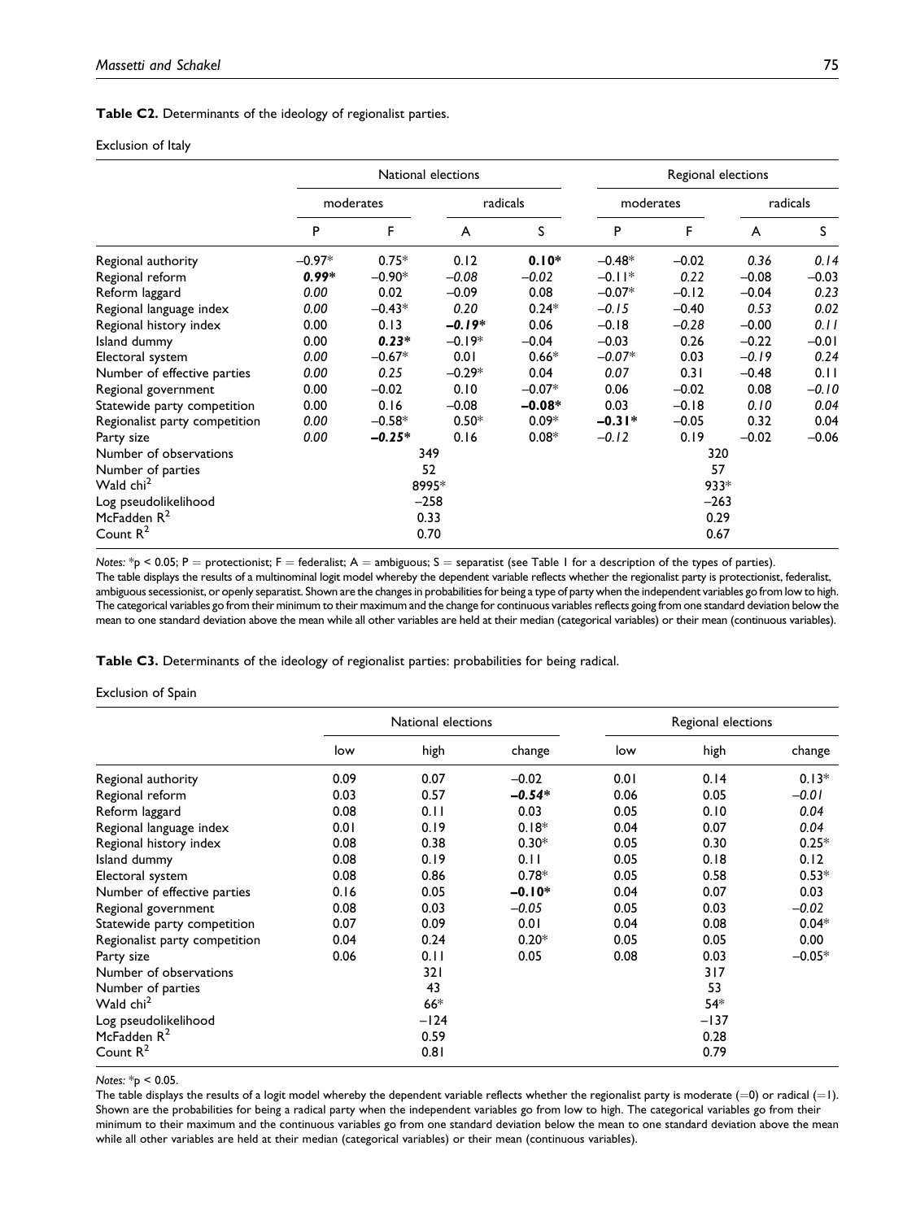**Table C2.** Determinants of the ideology of regionalist parties.

Exclusion of Italy

| | National elections | | | | Regional elections | | | |
|---|---|---|---|---|---|---|---|---|
| | moderates | | radicals | | moderates | | radicals | |
| | P | F | A | S | P | F | A | S |
| Regional authority | −0.97* | 0.75* | 0.12 | **0.10*** | −0.48* | −0.02 | *0.36* | *0.14* |
| Regional reform | ***0.99**** | −0.90* | *−0.08* | *−0.02* | −0.11* | *0.22* | −0.08 | −0.03 |
| Reform laggard | *0.00* | 0.02 | −0.09 | 0.08 | −0.07* | −0.12 | −0.04 | *0.23* |
| Regional language index | *0.00* | −0.43* | *0.20* | 0.24* | *−0.15* | −0.40 | *0.53* | 0.02 |
| Regional history index | 0.00 | 0.13 | ***−0.19**** | 0.06 | −0.18 | *−0.28* | −0.00 | *0.11* |
| Island dummy | 0.00 | ***0.23**** | −0.19* | −0.04 | −0.03 | 0.26 | −0.22 | −0.01 |
| Electoral system | *0.00* | −0.67* | 0.01 | 0.66* | *−0.07** | 0.03 | *−0.19* | *0.24* |
| Number of effective parties | *0.00* | *0.25* | −0.29* | 0.04 | *0.07* | 0.31 | −0.48 | 0.11 |
| Regional government | 0.00 | −0.02 | 0.10 | −0.07* | 0.06 | −0.02 | 0.08 | *−0.10* |
| Statewide party competition | 0.00 | 0.16 | −0.08 | **−0.08*** | 0.03 | −0.18 | *0.10* | *0.04* |
| Regionalist party competition | *0.00* | −0.58* | 0.50* | 0.09* | **−0.31*** | −0.05 | 0.32 | 0.04 |
| Party size | *0.00* | ***−0.25**** | 0.16 | 0.08* | *−0.12* | 0.19 | −0.02 | −0.06 |
| Number of observations | | | 349 | | | | 320 | |
| Number of parties | | | 52 | | | | 57 | |
| Wald chi$^2$ | | | 8995* | | | | 933* | |
| Log pseudolikelihood | | | −258 | | | | −263 | |
| McFadden $R^2$ | | | 0.33 | | | | 0.29 | |
| Count $R^2$ | | | 0.70 | | | | 0.67 | |

*Notes:* *p < 0.05; P = protectionist; F = federalist; A = ambiguous; S = separatist (see Table 1 for a description of the types of parties).
The table displays the results of a multinominal logit model whereby the dependent variable reflects whether the regionalist party is protectionist, federalist, ambiguous secessionist, or openly separatist. Shown are the changes in probabilities for being a type of party when the independent variables go from low to high. The categorical variables go from their minimum to their maximum and the change for continuous variables reflects going from one standard deviation below the mean to one standard deviation above the mean while all other variables are held at their median (categorical variables) or their mean (continuous variables).

**Table C3.** Determinants of the ideology of regionalist parties: probabilities for being radical.

Exclusion of Spain

| | National elections | | | Regional elections | | |
|---|---|---|---|---|---|---|
| | low | high | change | low | high | change |
| Regional authority | 0.09 | 0.07 | −0.02 | 0.01 | 0.14 | 0.13* |
| Regional reform | 0.03 | 0.57 | ***−0.54**** | 0.06 | 0.05 | *−0.01* |
| Reform laggard | 0.08 | 0.11 | 0.03 | 0.05 | 0.10 | *0.04* |
| Regional language index | 0.01 | 0.19 | 0.18* | 0.04 | 0.07 | *0.04* |
| Regional history index | 0.08 | 0.38 | 0.30* | 0.05 | 0.30 | 0.25* |
| Island dummy | 0.08 | 0.19 | 0.11 | 0.05 | 0.18 | 0.12 |
| Electoral system | 0.08 | 0.86 | 0.78* | 0.05 | 0.58 | 0.53* |
| Number of effective parties | 0.16 | 0.05 | **−0.10*** | 0.04 | 0.07 | 0.03 |
| Regional government | 0.08 | 0.03 | *−0.05* | 0.05 | 0.03 | *−0.02* |
| Statewide party competition | 0.07 | 0.09 | 0.01 | 0.04 | 0.08 | 0.04* |
| Regionalist party competition | 0.04 | 0.24 | 0.20* | 0.05 | 0.05 | 0.00 |
| Party size | 0.06 | 0.11 | 0.05 | 0.08 | 0.03 | −0.05* |
| Number of observations | | 321 | | | 317 | |
| Number of parties | | 43 | | | 53 | |
| Wald chi$^2$ | | 66* | | | 54* | |
| Log pseudolikelihood | | −124 | | | −137 | |
| McFadden $R^2$ | | 0.59 | | | 0.28 | |
| Count $R^2$ | | 0.81 | | | 0.79 | |

*Notes:* *p < 0.05.
The table displays the results of a logit model whereby the dependent variable reflects whether the regionalist party is moderate (=0) or radical (=1). Shown are the probabilities for being a radical party when the independent variables go from low to high. The categorical variables go from their minimum to their maximum and the continuous variables go from one standard deviation below the mean to one standard deviation above the mean while all other variables are held at their median (categorical variables) or their mean (continuous variables).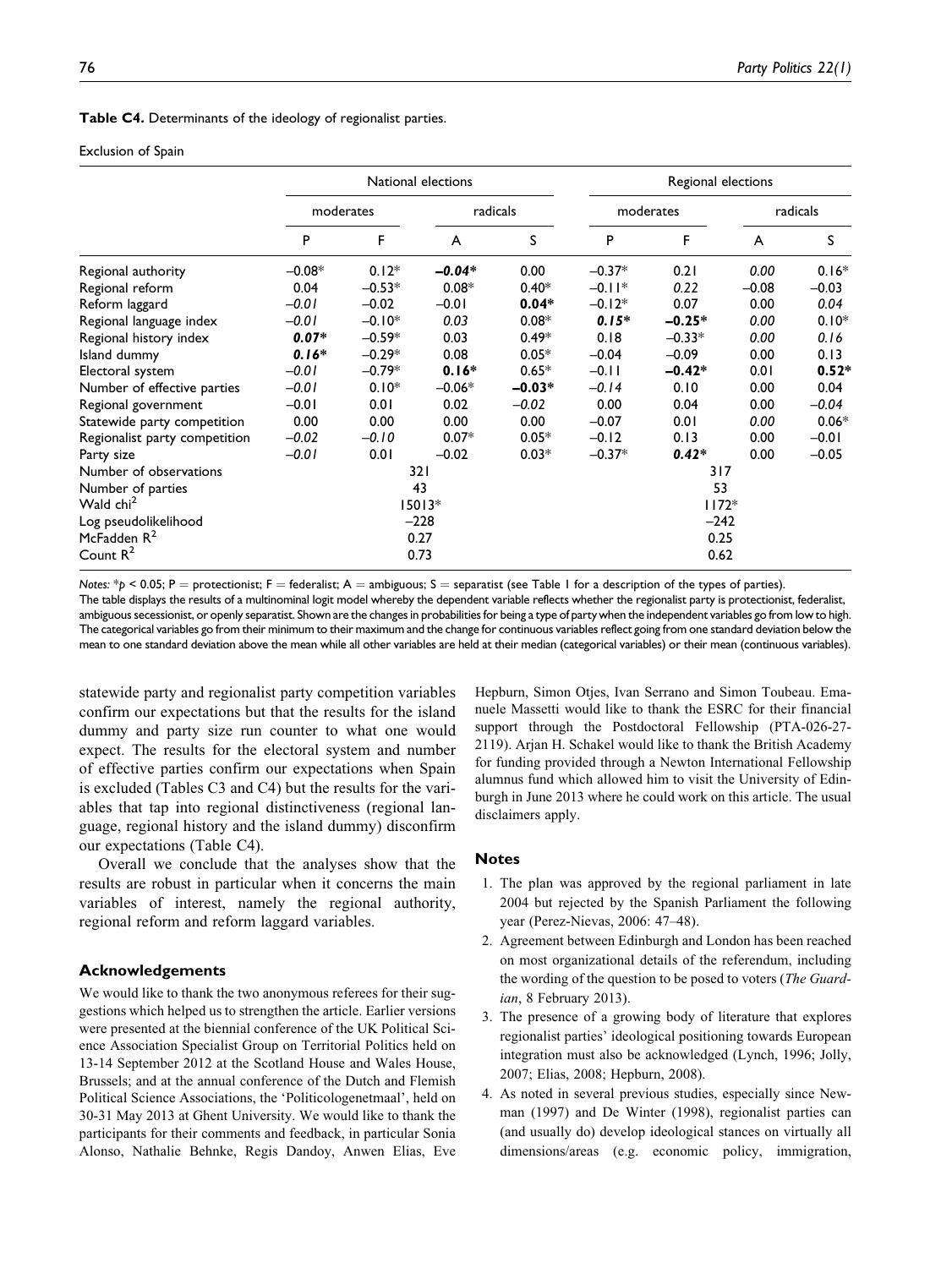**Table C4.** Determinants of the ideology of regionalist parties.

Exclusion of Spain

| | National elections | | | | Regional elections | | | |
|---|---|---|---|---|---|---|---|---|
| | moderates | | radicals | | moderates | | radicals | |
| | P | F | A | S | P | F | A | S |
| Regional authority | –0.08* | 0.12* | ***–0.04**** | 0.00 | –0.37* | 0.21 | *0.00* | 0.16* |
| Regional reform | 0.04 | –0.53* | 0.08* | 0.40* | –0.11* | *0.22* | –0.08 | –0.03 |
| Reform laggard | *–0.01* | –0.02 | –0.01 | **0.04*** | –0.12* | 0.07 | 0.00 | *0.04* |
| Regional language index | *–0.01* | –0.10* | *0.03* | 0.08* | ***0.15**** | **–0.25*** | *0.00* | 0.10* |
| Regional history index | **0.07*** | –0.59* | 0.03 | 0.49* | 0.18 | –0.33* | *0.00* | *0.16* |
| Island dummy | ***0.16**** | –0.29* | 0.08 | 0.05* | –0.04 | –0.09 | 0.00 | 0.13 |
| Electoral system | *–0.01* | –0.79* | **0.16*** | 0.65* | –0.11 | **–0.42*** | 0.01 | **0.52*** |
| Number of effective parties | *–0.01* | 0.10* | –0.06* | **–0.03*** | *–0.14* | 0.10 | 0.00 | 0.04 |
| Regional government | –0.01 | 0.01 | 0.02 | *–0.02* | 0.00 | 0.04 | 0.00 | *–0.04* |
| Statewide party competition | 0.00 | 0.00 | 0.00 | 0.00 | –0.07 | 0.01 | *0.00* | 0.06* |
| Regionalist party competition | *–0.02* | *–0.10* | 0.07* | 0.05* | –0.12 | 0.13 | 0.00 | –0.01 |
| Party size | *–0.01* | 0.01 | –0.02 | 0.03* | –0.37* | **0.42*** | 0.00 | –0.05 |
| Number of observations | 321 | | | | 317 | | | |
| Number of parties | 43 | | | | 53 | | | |
| Wald chi$^2$ | 15013* | | | | 1172* | | | |
| Log pseudolikelihood | –228 | | | | –242 | | | |
| McFadden $R^2$ | 0.27 | | | | 0.25 | | | |
| Count $R^2$ | 0.73 | | | | 0.62 | | | |

*Notes:* *$p < 0.05$; P = protectionist; F = federalist; A = ambiguous; S = separatist (see Table 1 for a description of the types of parties).
The table displays the results of a multinominal logit model whereby the dependent variable reflects whether the regionalist party is protectionist, federalist, ambiguous secessionist, or openly separatist. Shown are the changes in probabilities for being a type of party when the independent variables go from low to high. The categorical variables go from their minimum to their maximum and the change for continuous variables reflect going from one standard deviation below the mean to one standard deviation above the mean while all other variables are held at their median (categorical variables) or their mean (continuous variables).

statewide party and regionalist party competition variables confirm our expectations but that the results for the island dummy and party size run counter to what one would expect. The results for the electoral system and number of effective parties confirm our expectations when Spain is excluded (Tables C3 and C4) but the results for the variables that tap into regional distinctiveness (regional language, regional history and the island dummy) disconfirm our expectations (Table C4).

Overall we conclude that the analyses show that the results are robust in particular when it concerns the main variables of interest, namely the regional authority, regional reform and reform laggard variables.

## Acknowledgements

We would like to thank the two anonymous referees for their suggestions which helped us to strengthen the article. Earlier versions were presented at the biennial conference of the UK Political Science Association Specialist Group on Territorial Politics held on 13-14 September 2012 at the Scotland House and Wales House, Brussels; and at the annual conference of the Dutch and Flemish Political Science Associations, the 'Politicologenetmaal', held on 30-31 May 2013 at Ghent University. We would like to thank the participants for their comments and feedback, in particular Sonia Alonso, Nathalie Behnke, Regis Dandoy, Anwen Elias, Eve Hepburn, Simon Otjes, Ivan Serrano and Simon Toubeau. Emanuele Massetti would like to thank the ESRC for their financial support through the Postdoctoral Fellowship (PTA-026-27-2119). Arjan H. Schakel would like to thank the British Academy for funding provided through a Newton International Fellowship alumnus fund which allowed him to visit the University of Edinburgh in June 2013 where he could work on this article. The usual disclaimers apply.

## Notes

1. The plan was approved by the regional parliament in late 2004 but rejected by the Spanish Parliament the following year (Perez-Nievas, 2006: 47–48).
2. Agreement between Edinburgh and London has been reached on most organizational details of the referendum, including the wording of the question to be posed to voters (*The Guardian*, 8 February 2013).
3. The presence of a growing body of literature that explores regionalist parties' ideological positioning towards European integration must also be acknowledged (Lynch, 1996; Jolly, 2007; Elias, 2008; Hepburn, 2008).
4. As noted in several previous studies, especially since Newman (1997) and De Winter (1998), regionalist parties can (and usually do) develop ideological stances on virtually all dimensions/areas (e.g. economic policy, immigration,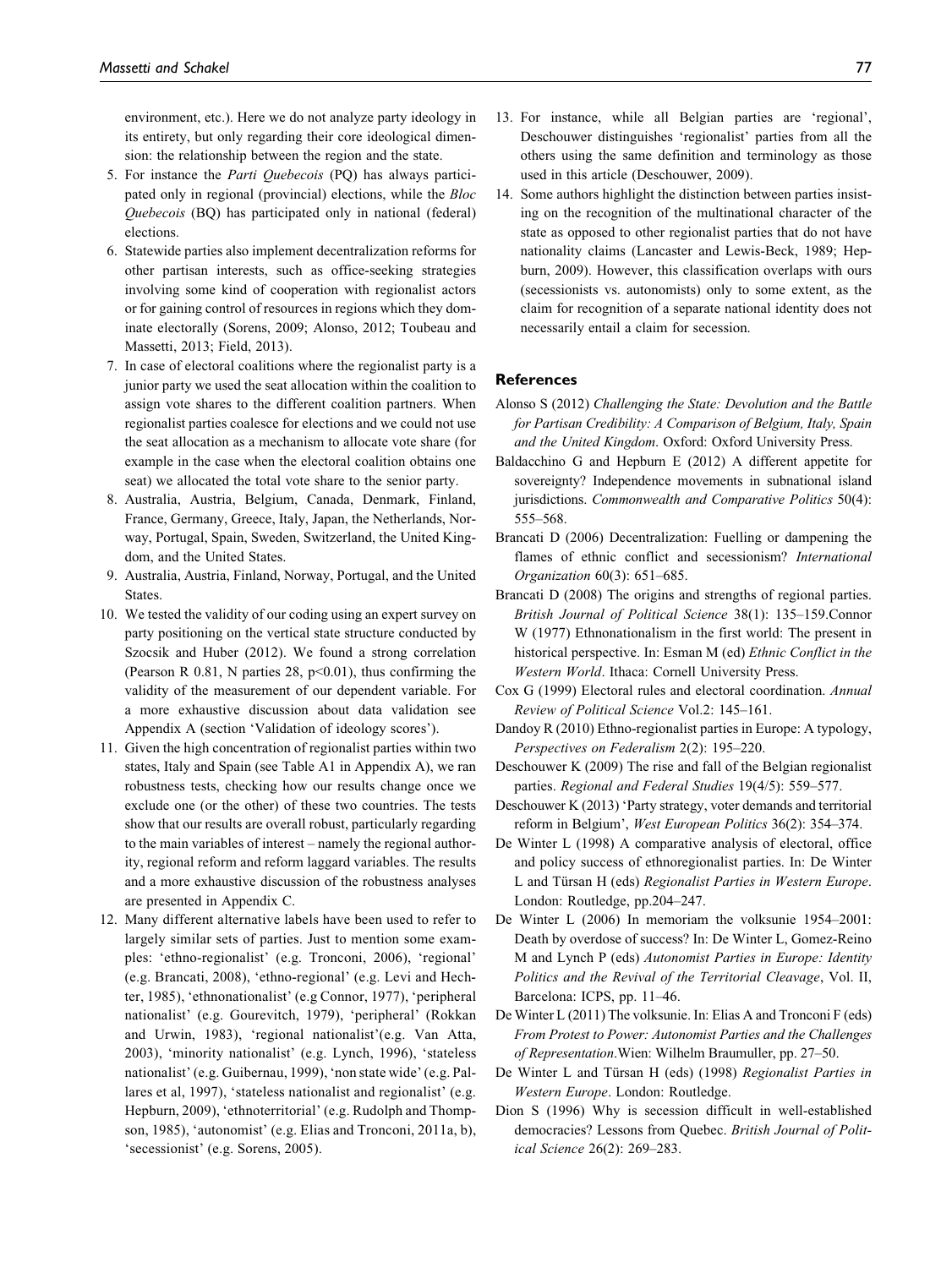environment, etc.). Here we do not analyze party ideology in its entirety, but only regarding their core ideological dimension: the relationship between the region and the state.

5. For instance the *Parti Quebecois* (PQ) has always participated only in regional (provincial) elections, while the *Bloc Quebecois* (BQ) has participated only in national (federal) elections.
6. Statewide parties also implement decentralization reforms for other partisan interests, such as office-seeking strategies involving some kind of cooperation with regionalist actors or for gaining control of resources in regions which they dominate electorally (Sorens, 2009; Alonso, 2012; Toubeau and Massetti, 2013; Field, 2013).
7. In case of electoral coalitions where the regionalist party is a junior party we used the seat allocation within the coalition to assign vote shares to the different coalition partners. When regionalist parties coalesce for elections and we could not use the seat allocation as a mechanism to allocate vote share (for example in the case when the electoral coalition obtains one seat) we allocated the total vote share to the senior party.
8. Australia, Austria, Belgium, Canada, Denmark, Finland, France, Germany, Greece, Italy, Japan, the Netherlands, Norway, Portugal, Spain, Sweden, Switzerland, the United Kingdom, and the United States.
9. Australia, Austria, Finland, Norway, Portugal, and the United States.
10. We tested the validity of our coding using an expert survey on party positioning on the vertical state structure conducted by Szocsik and Huber (2012). We found a strong correlation (Pearson R 0.81, N parties 28, $p<0.01$), thus confirming the validity of the measurement of our dependent variable. For a more exhaustive discussion about data validation see Appendix A (section 'Validation of ideology scores').
11. Given the high concentration of regionalist parties within two states, Italy and Spain (see Table A1 in Appendix A), we ran robustness tests, checking how our results change once we exclude one (or the other) of these two countries. The tests show that our results are overall robust, particularly regarding to the main variables of interest – namely the regional authority, regional reform and reform laggard variables. The results and a more exhaustive discussion of the robustness analyses are presented in Appendix C.
12. Many different alternative labels have been used to refer to largely similar sets of parties. Just to mention some examples: 'ethno-regionalist' (e.g. Tronconi, 2006), 'regional' (e.g. Brancati, 2008), 'ethno-regional' (e.g. Levi and Hechter, 1985), 'ethnonationalist' (e.g Connor, 1977), 'peripheral nationalist' (e.g. Gourevitch, 1979), 'peripheral' (Rokkan and Urwin, 1983), 'regional nationalist'(e.g. Van Atta, 2003), 'minority nationalist' (e.g. Lynch, 1996), 'stateless nationalist' (e.g. Guibernau, 1999), 'non state wide' (e.g. Pallares et al, 1997), 'stateless nationalist and regionalist' (e.g. Hepburn, 2009), 'ethnoterritorial' (e.g. Rudolph and Thompson, 1985), 'autonomist' (e.g. Elias and Tronconi, 2011a, b), 'secessionist' (e.g. Sorens, 2005).
13. For instance, while all Belgian parties are 'regional', Deschouwer distinguishes 'regionalist' parties from all the others using the same definition and terminology as those used in this article (Deschouwer, 2009).
14. Some authors highlight the distinction between parties insisting on the recognition of the multinational character of the state as opposed to other regionalist parties that do not have nationality claims (Lancaster and Lewis-Beck, 1989; Hepburn, 2009). However, this classification overlaps with ours (secessionists vs. autonomists) only to some extent, as the claim for recognition of a separate national identity does not necessarily entail a claim for secession.

## References

Alonso S (2012) *Challenging the State: Devolution and the Battle for Partisan Credibility: A Comparison of Belgium, Italy, Spain and the United Kingdom*. Oxford: Oxford University Press.

Baldacchino G and Hepburn E (2012) A different appetite for sovereignty? Independence movements in subnational island jurisdictions. *Commonwealth and Comparative Politics* 50(4): 555–568.

Brancati D (2006) Decentralization: Fuelling or dampening the flames of ethnic conflict and secessionism? *International Organization* 60(3): 651–685.

Brancati D (2008) The origins and strengths of regional parties. *British Journal of Political Science* 38(1): 135–159.Connor W (1977) Ethnonationalism in the first world: The present in historical perspective. In: Esman M (ed) *Ethnic Conflict in the Western World*. Ithaca: Cornell University Press.

Cox G (1999) Electoral rules and electoral coordination. *Annual Review of Political Science* Vol.2: 145–161.

Dandoy R (2010) Ethno-regionalist parties in Europe: A typology, *Perspectives on Federalism* 2(2): 195–220.

Deschouwer K (2009) The rise and fall of the Belgian regionalist parties. *Regional and Federal Studies* 19(4/5): 559–577.

Deschouwer K (2013) 'Party strategy, voter demands and territorial reform in Belgium', *West European Politics* 36(2): 354–374.

De Winter L (1998) A comparative analysis of electoral, office and policy success of ethnoregionalist parties. In: De Winter L and Türsan H (eds) *Regionalist Parties in Western Europe*. London: Routledge, pp.204–247.

De Winter L (2006) In memoriam the volksunie 1954–2001: Death by overdose of success? In: De Winter L, Gomez-Reino M and Lynch P (eds) *Autonomist Parties in Europe: Identity Politics and the Revival of the Territorial Cleavage*, Vol. II, Barcelona: ICPS, pp. 11–46.

De Winter L (2011) The volksunie. In: Elias A and Tronconi F (eds) *From Protest to Power: Autonomist Parties and the Challenges of Representation*.Wien: Wilhelm Braumuller, pp. 27–50.

De Winter L and Türsan H (eds) (1998) *Regionalist Parties in Western Europe*. London: Routledge.

Dion S (1996) Why is secession difficult in well-established democracies? Lessons from Quebec. *British Journal of Political Science* 26(2): 269–283.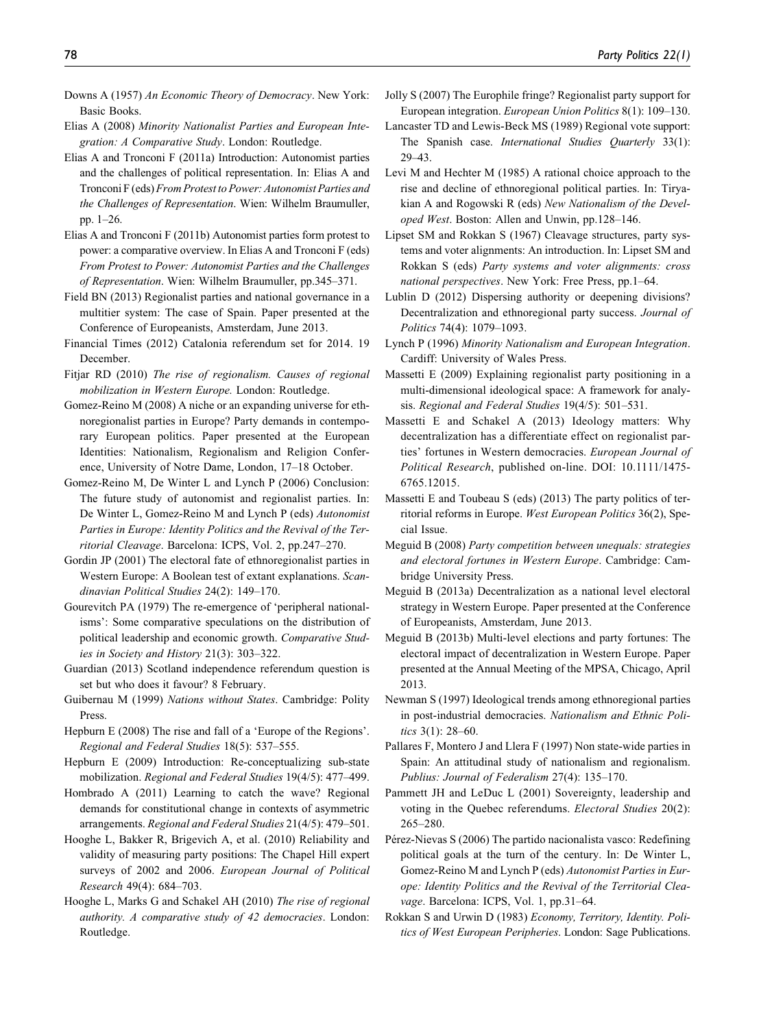Downs A (1957) *An Economic Theory of Democracy*. New York: Basic Books.

Elias A (2008) *Minority Nationalist Parties and European Integration: A Comparative Study*. London: Routledge.

Elias A and Tronconi F (2011a) Introduction: Autonomist parties and the challenges of political representation. In: Elias A and Tronconi F (eds) *From Protest to Power: Autonomist Parties and the Challenges of Representation*. Wien: Wilhelm Braumuller, pp. 1–26.

Elias A and Tronconi F (2011b) Autonomist parties form protest to power: a comparative overview. In Elias A and Tronconi F (eds) *From Protest to Power: Autonomist Parties and the Challenges of Representation*. Wien: Wilhelm Braumuller, pp.345–371.

Field BN (2013) Regionalist parties and national governance in a multitier system: The case of Spain. Paper presented at the Conference of Europeanists, Amsterdam, June 2013.

Financial Times (2012) Catalonia referendum set for 2014. 19 December.

Fitjar RD (2010) *The rise of regionalism. Causes of regional mobilization in Western Europe.* London: Routledge.

Gomez-Reino M (2008) A niche or an expanding universe for ethnoregionalist parties in Europe? Party demands in contemporary European politics. Paper presented at the European Identities: Nationalism, Regionalism and Religion Conference, University of Notre Dame, London, 17–18 October.

Gomez-Reino M, De Winter L and Lynch P (2006) Conclusion: The future study of autonomist and regionalist parties. In: De Winter L, Gomez-Reino M and Lynch P (eds) *Autonomist Parties in Europe: Identity Politics and the Revival of the Territorial Cleavage*. Barcelona: ICPS, Vol. 2, pp.247–270.

Gordin JP (2001) The electoral fate of ethnoregionalist parties in Western Europe: A Boolean test of extant explanations. *Scandinavian Political Studies* 24(2): 149–170.

Gourevitch PA (1979) The re-emergence of 'peripheral nationalisms': Some comparative speculations on the distribution of political leadership and economic growth. *Comparative Studies in Society and History* 21(3): 303–322.

Guardian (2013) Scotland independence referendum question is set but who does it favour? 8 February.

Guibernau M (1999) *Nations without States*. Cambridge: Polity Press.

Hepburn E (2008) The rise and fall of a 'Europe of the Regions'. *Regional and Federal Studies* 18(5): 537–555.

Hepburn E (2009) Introduction: Re-conceptualizing sub-state mobilization. *Regional and Federal Studies* 19(4/5): 477–499.

Hombrado A (2011) Learning to catch the wave? Regional demands for constitutional change in contexts of asymmetric arrangements. *Regional and Federal Studies* 21(4/5): 479–501.

Hooghe L, Bakker R, Brigevich A, et al. (2010) Reliability and validity of measuring party positions: The Chapel Hill expert surveys of 2002 and 2006. *European Journal of Political Research* 49(4): 684–703.

Hooghe L, Marks G and Schakel AH (2010) *The rise of regional authority. A comparative study of 42 democracies*. London: Routledge.

Jolly S (2007) The Europhile fringe? Regionalist party support for European integration. *European Union Politics* 8(1): 109–130.

Lancaster TD and Lewis-Beck MS (1989) Regional vote support: The Spanish case. *International Studies Quarterly* 33(1): 29–43.

Levi M and Hechter M (1985) A rational choice approach to the rise and decline of ethnoregional political parties. In: Tiryakian A and Rogowski R (eds) *New Nationalism of the Developed West*. Boston: Allen and Unwin, pp.128–146.

Lipset SM and Rokkan S (1967) Cleavage structures, party systems and voter alignments: An introduction. In: Lipset SM and Rokkan S (eds) *Party systems and voter alignments: cross national perspectives*. New York: Free Press, pp.1–64.

Lublin D (2012) Dispersing authority or deepening divisions? Decentralization and ethnoregional party success. *Journal of Politics* 74(4): 1079–1093.

Lynch P (1996) *Minority Nationalism and European Integration*. Cardiff: University of Wales Press.

Massetti E (2009) Explaining regionalist party positioning in a multi-dimensional ideological space: A framework for analysis. *Regional and Federal Studies* 19(4/5): 501–531.

Massetti E and Schakel A (2013) Ideology matters: Why decentralization has a differentiate effect on regionalist parties' fortunes in Western democracies. *European Journal of Political Research*, published on-line. DOI: 10.1111/1475-6765.12015.

Massetti E and Toubeau S (eds) (2013) The party politics of territorial reforms in Europe. *West European Politics* 36(2), Special Issue.

Meguid B (2008) *Party competition between unequals: strategies and electoral fortunes in Western Europe*. Cambridge: Cambridge University Press.

Meguid B (2013a) Decentralization as a national level electoral strategy in Western Europe. Paper presented at the Conference of Europeanists, Amsterdam, June 2013.

Meguid B (2013b) Multi-level elections and party fortunes: The electoral impact of decentralization in Western Europe. Paper presented at the Annual Meeting of the MPSA, Chicago, April 2013.

Newman S (1997) Ideological trends among ethnoregional parties in post-industrial democracies. *Nationalism and Ethnic Politics* 3(1): 28–60.

Pallares F, Montero J and Llera F (1997) Non state-wide parties in Spain: An attitudinal study of nationalism and regionalism. *Publius: Journal of Federalism* 27(4): 135–170.

Pammett JH and LeDuc L (2001) Sovereignty, leadership and voting in the Quebec referendums. *Electoral Studies* 20(2): 265–280.

Pérez-Nievas S (2006) The partido nacionalista vasco: Redefining political goals at the turn of the century. In: De Winter L, Gomez-Reino M and Lynch P (eds) *Autonomist Parties in Europe: Identity Politics and the Revival of the Territorial Cleavage*. Barcelona: ICPS, Vol. 1, pp.31–64.

Rokkan S and Urwin D (1983) *Economy, Territory, Identity. Politics of West European Peripheries*. London: Sage Publications.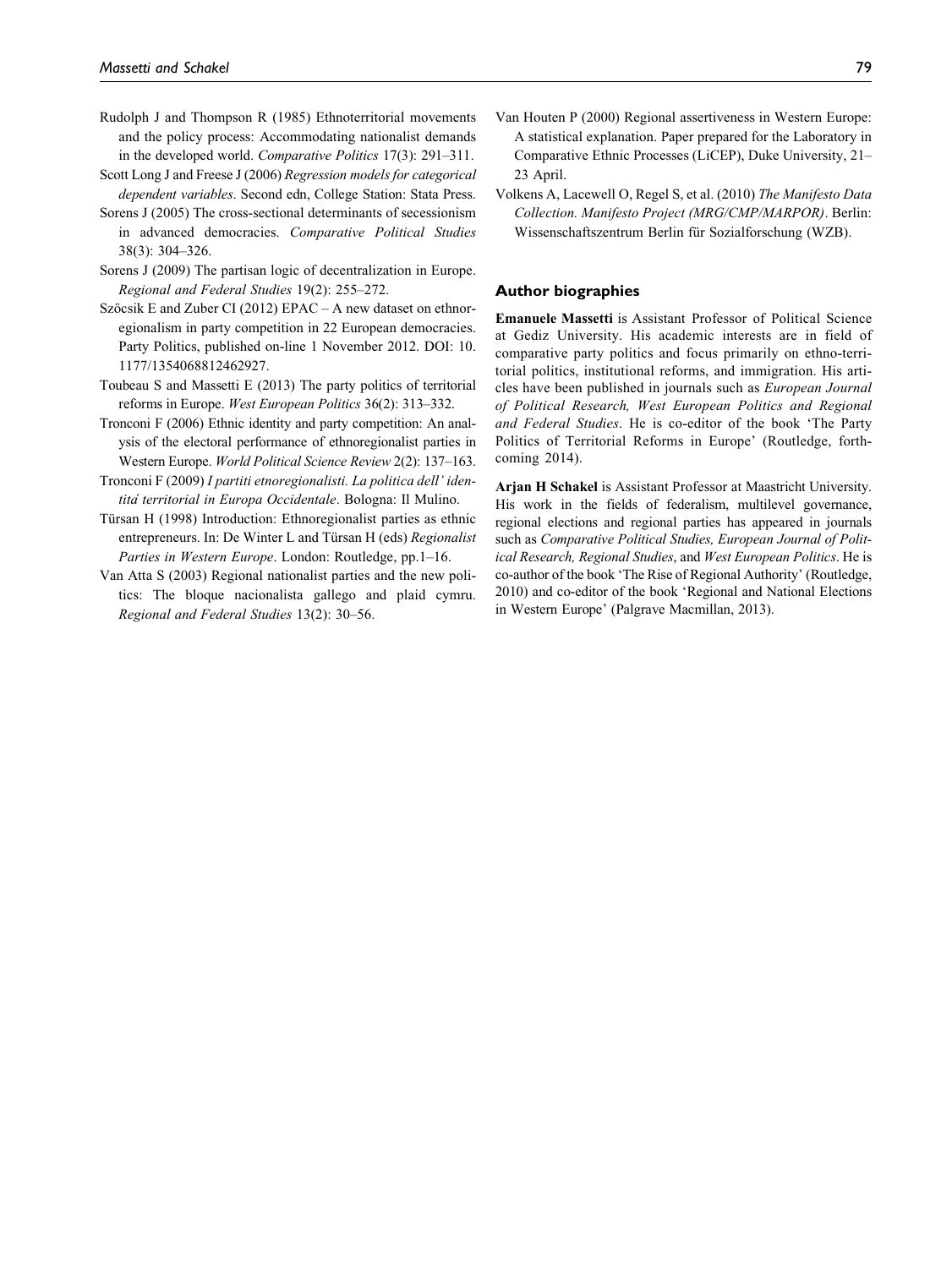Rudolph J and Thompson R (1985) Ethnoterritorial movements and the policy process: Accommodating nationalist demands in the developed world. *Comparative Politics* 17(3): 291–311.

Scott Long J and Freese J (2006) *Regression models for categorical dependent variables*. Second edn, College Station: Stata Press.

Sorens J (2005) The cross-sectional determinants of secessionism in advanced democracies. *Comparative Political Studies* 38(3): 304–326.

Sorens J (2009) The partisan logic of decentralization in Europe. *Regional and Federal Studies* 19(2): 255–272.

Szöcsik E and Zuber CI (2012) EPAC – A new dataset on ethnoregionalism in party competition in 22 European democracies. Party Politics, published on-line 1 November 2012. DOI: 10.1177/1354068812462927.

Toubeau S and Massetti E (2013) The party politics of territorial reforms in Europe. *West European Politics* 36(2): 313–332.

Tronconi F (2006) Ethnic identity and party competition: An analysis of the electoral performance of ethnoregionalist parties in Western Europe. *World Political Science Review* 2(2): 137–163.

Tronconi F (2009) *I partiti etnoregionalisti. La politica dell' identitá territorial in Europa Occidentale*. Bologna: Il Mulino.

Türsan H (1998) Introduction: Ethnoregionalist parties as ethnic entrepreneurs. In: De Winter L and Türsan H (eds) *Regionalist Parties in Western Europe*. London: Routledge, pp.1–16.

Van Atta S (2003) Regional nationalist parties and the new politics: The bloque nacionalista gallego and plaid cymru. *Regional and Federal Studies* 13(2): 30–56.

Van Houten P (2000) Regional assertiveness in Western Europe: A statistical explanation. Paper prepared for the Laboratory in Comparative Ethnic Processes (LiCEP), Duke University, 21–23 April.

Volkens A, Lacewell O, Regel S, et al. (2010) *The Manifesto Data Collection. Manifesto Project (MRG/CMP/MARPOR)*. Berlin: Wissenschaftszentrum Berlin für Sozialforschung (WZB).

## Author biographies

**Emanuele Massetti** is Assistant Professor of Political Science at Gediz University. His academic interests are in field of comparative party politics and focus primarily on ethno-territorial politics, institutional reforms, and immigration. His articles have been published in journals such as *European Journal of Political Research, West European Politics and Regional and Federal Studies*. He is co-editor of the book 'The Party Politics of Territorial Reforms in Europe' (Routledge, forthcoming 2014).

**Arjan H Schakel** is Assistant Professor at Maastricht University. His work in the fields of federalism, multilevel governance, regional elections and regional parties has appeared in journals such as *Comparative Political Studies, European Journal of Political Research, Regional Studies*, and *West European Politics*. He is co-author of the book 'The Rise of Regional Authority' (Routledge, 2010) and co-editor of the book 'Regional and National Elections in Western Europe' (Palgrave Macmillan, 2013).